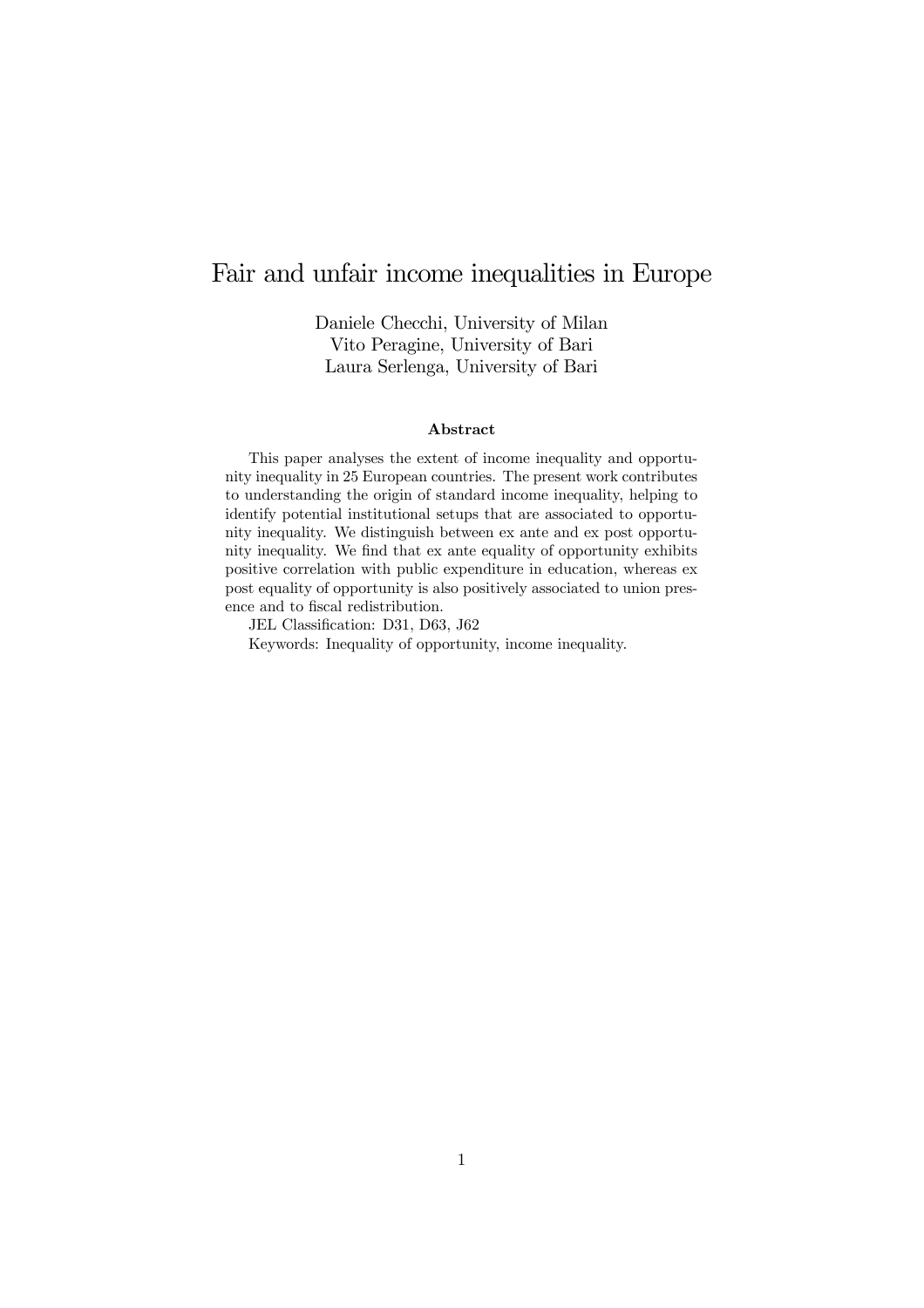# Fair and unfair income inequalities in Europe

Daniele Checchi, University of Milan
Vito Peragine, University of Bari
Laura Serlenga, University of Bari

### Abstract

This paper analyses the extent of income inequality and opportunity inequality in 25 European countries. The present work contributes to understanding the origin of standard income inequality, helping to identify potential institutional setups that are associated to opportunity inequality. We distinguish between ex ante and ex post opportunity inequality. We find that ex ante equality of opportunity exhibits positive correlation with public expenditure in education, whereas ex post equality of opportunity is also positively associated to union presence and to fiscal redistribution.

JEL Classification: D31, D63, J62

Keywords: Inequality of opportunity, income inequality.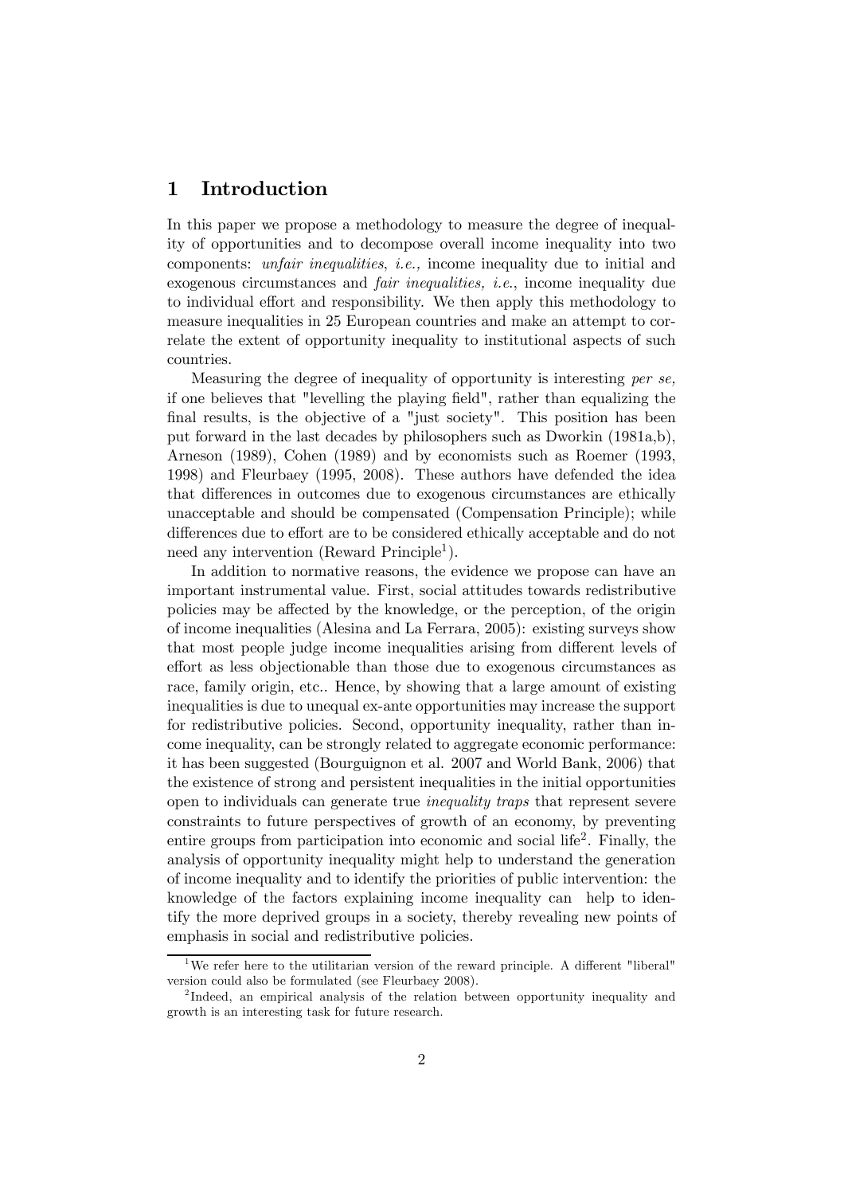# 1 Introduction

In this paper we propose a methodology to measure the degree of inequality of opportunities and to decompose overall income inequality into two components: *unfair inequalities, i.e.,* income inequality due to initial and exogenous circumstances and *fair inequalities, i.e.*, income inequality due to individual effort and responsibility. We then apply this methodology to measure inequalities in 25 European countries and make an attempt to correlate the extent of opportunity inequality to institutional aspects of such countries.

Measuring the degree of inequality of opportunity is interesting *per se,* if one believes that "levelling the playing field", rather than equalizing the final results, is the objective of a "just society". This position has been put forward in the last decades by philosophers such as Dworkin (1981a,b), Arneson (1989), Cohen (1989) and by economists such as Roemer (1993, 1998) and Fleurbaey (1995, 2008). These authors have defended the idea that differences in outcomes due to exogenous circumstances are ethically unacceptable and should be compensated (Compensation Principle); while differences due to effort are to be considered ethically acceptable and do not need any intervention (Reward Principle[1]).

In addition to normative reasons, the evidence we propose can have an important instrumental value. First, social attitudes towards redistributive policies may be affected by the knowledge, or the perception, of the origin of income inequalities (Alesina and La Ferrara, 2005): existing surveys show that most people judge income inequalities arising from different levels of effort as less objectionable than those due to exogenous circumstances as race, family origin, etc.. Hence, by showing that a large amount of existing inequalities is due to unequal ex-ante opportunities may increase the support for redistributive policies. Second, opportunity inequality, rather than income inequality, can be strongly related to aggregate economic performance: it has been suggested (Bourguignon et al. 2007 and World Bank, 2006) that the existence of strong and persistent inequalities in the initial opportunities open to individuals can generate true *inequality traps* that represent severe constraints to future perspectives of growth of an economy, by preventing entire groups from participation into economic and social life[2]. Finally, the analysis of opportunity inequality might help to understand the generation of income inequality and to identify the priorities of public intervention: the knowledge of the factors explaining income inequality can help to identify the more deprived groups in a society, thereby revealing new points of emphasis in social and redistributive policies.

[1] We refer here to the utilitarian version of the reward principle. A different "liberal" version could also be formulated (see Fleurbaey 2008).

[2] Indeed, an empirical analysis of the relation between opportunity inequality and growth is an interesting task for future research.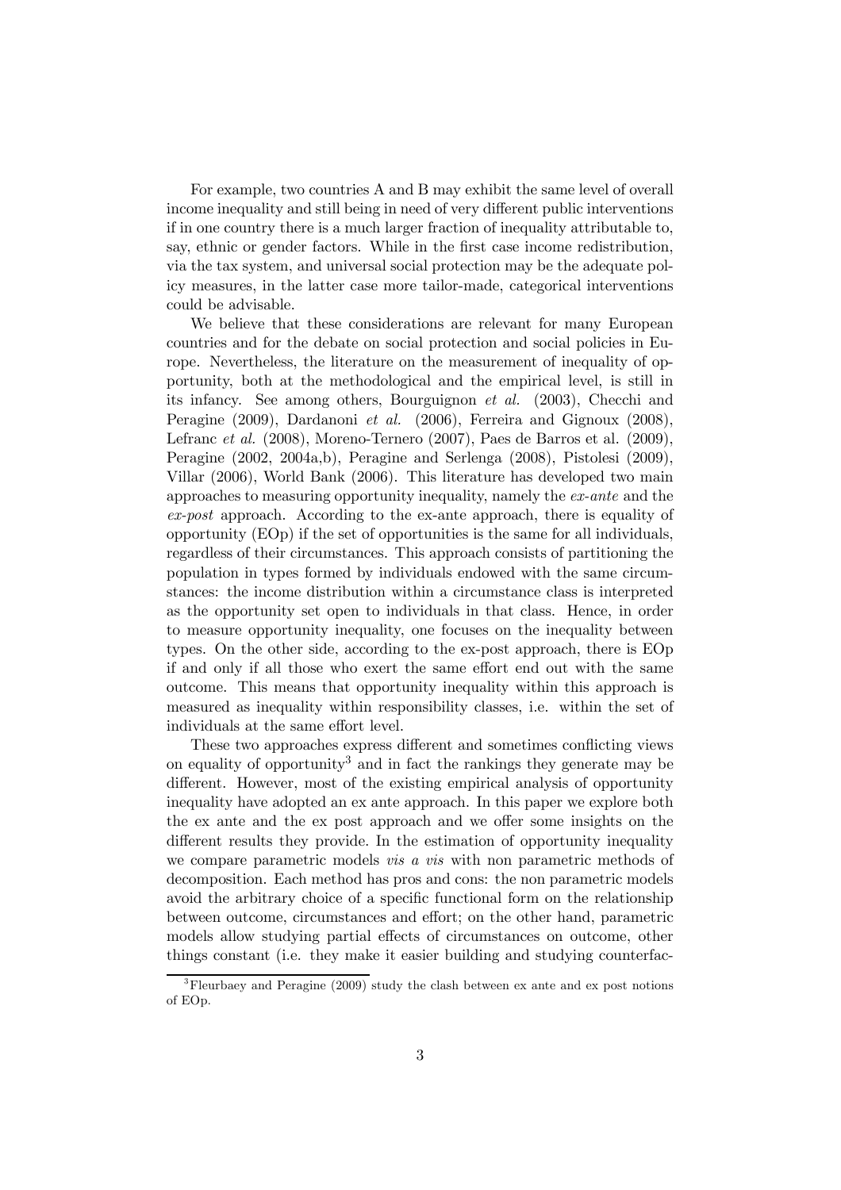For example, two countries A and B may exhibit the same level of overall income inequality and still being in need of very different public interventions if in one country there is a much larger fraction of inequality attributable to, say, ethnic or gender factors. While in the first case income redistribution, via the tax system, and universal social protection may be the adequate policy measures, in the latter case more tailor-made, categorical interventions could be advisable.

We believe that these considerations are relevant for many European countries and for the debate on social protection and social policies in Europe. Nevertheless, the literature on the measurement of inequality of opportunity, both at the methodological and the empirical level, is still in its infancy. See among others, Bourguignon *et al.* (2003), Checchi and Peragine (2009), Dardanoni *et al.* (2006), Ferreira and Gignoux (2008), Lefranc *et al.* (2008), Moreno-Ternero (2007), Paes de Barros et al. (2009), Peragine (2002, 2004a,b), Peragine and Serlenga (2008), Pistolesi (2009), Villar (2006), World Bank (2006). This literature has developed two main approaches to measuring opportunity inequality, namely the *ex-ante* and the *ex-post* approach. According to the ex-ante approach, there is equality of opportunity (EOp) if the set of opportunities is the same for all individuals, regardless of their circumstances. This approach consists of partitioning the population in types formed by individuals endowed with the same circumstances: the income distribution within a circumstance class is interpreted as the opportunity set open to individuals in that class. Hence, in order to measure opportunity inequality, one focuses on the inequality between types. On the other side, according to the ex-post approach, there is EOp if and only if all those who exert the same effort end out with the same outcome. This means that opportunity inequality within this approach is measured as inequality within responsibility classes, i.e. within the set of individuals at the same effort level.

These two approaches express different and sometimes conflicting views on equality of opportunity[3] and in fact the rankings they generate may be different. However, most of the existing empirical analysis of opportunity inequality have adopted an ex ante approach. In this paper we explore both the ex ante and the ex post approach and we offer some insights on the different results they provide. In the estimation of opportunity inequality we compare parametric models *vis a vis* with non parametric methods of decomposition. Each method has pros and cons: the non parametric models avoid the arbitrary choice of a specific functional form on the relationship between outcome, circumstances and effort; on the other hand, parametric models allow studying partial effects of circumstances on outcome, other things constant (i.e. they make it easier building and studying counterfac-

[3] Fleurbaey and Peragine (2009) study the clash between ex ante and ex post notions of EOp.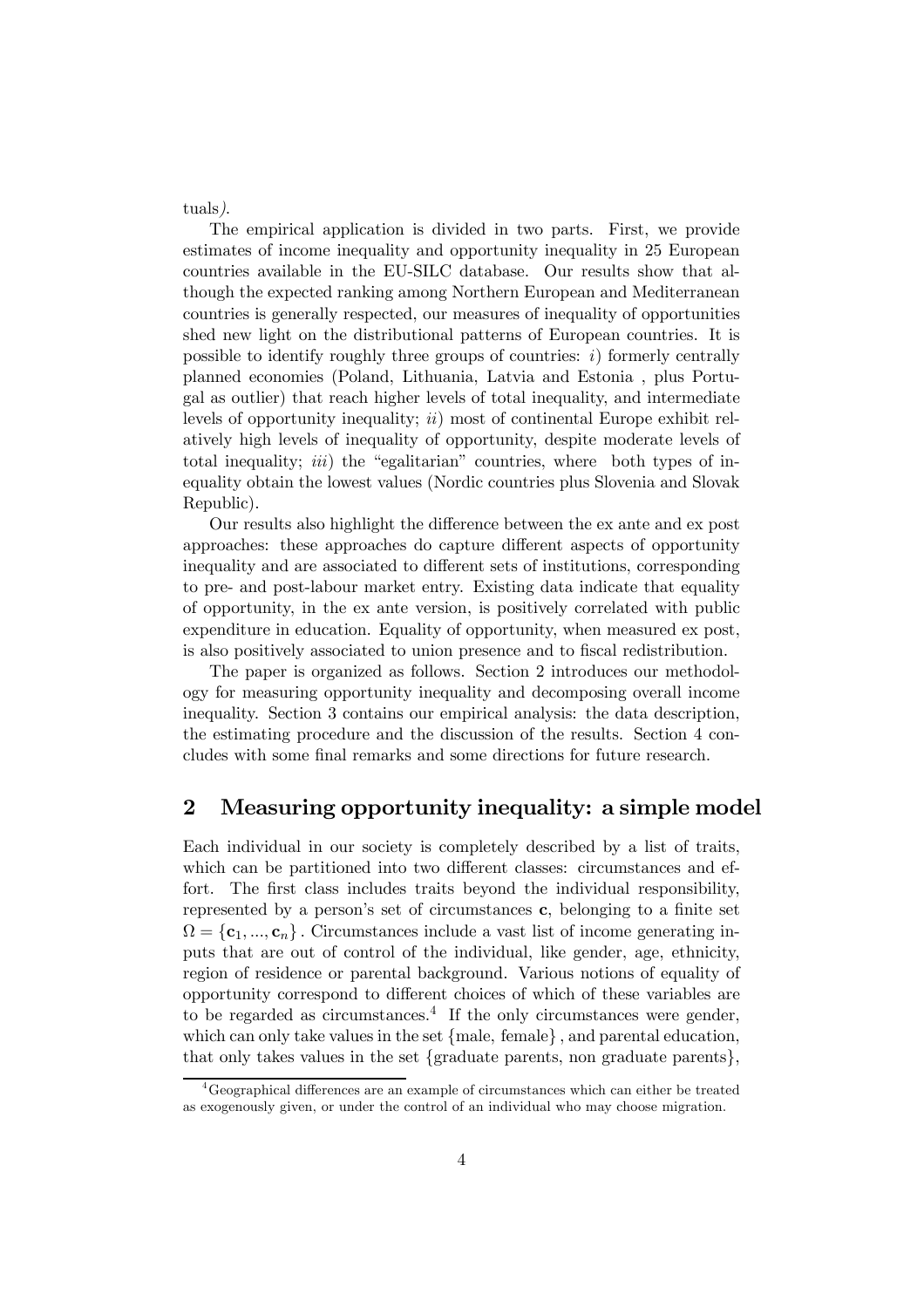tuals).

The empirical application is divided in two parts. First, we provide estimates of income inequality and opportunity inequality in 25 European countries available in the EU-SILC database. Our results show that although the expected ranking among Northern European and Mediterranean countries is generally respected, our measures of inequality of opportunities shed new light on the distributional patterns of European countries. It is possible to identify roughly three groups of countries: *i*) formerly centrally planned economies (Poland, Lithuania, Latvia and Estonia , plus Portugal as outlier) that reach higher levels of total inequality, and intermediate levels of opportunity inequality; *ii*) most of continental Europe exhibit relatively high levels of inequality of opportunity, despite moderate levels of total inequality; *iii*) the "egalitarian" countries, where both types of inequality obtain the lowest values (Nordic countries plus Slovenia and Slovak Republic).

Our results also highlight the difference between the ex ante and ex post approaches: these approaches do capture different aspects of opportunity inequality and are associated to different sets of institutions, corresponding to pre- and post-labour market entry. Existing data indicate that equality of opportunity, in the ex ante version, is positively correlated with public expenditure in education. Equality of opportunity, when measured ex post, is also positively associated to union presence and to fiscal redistribution.

The paper is organized as follows. Section 2 introduces our methodology for measuring opportunity inequality and decomposing overall income inequality. Section 3 contains our empirical analysis: the data description, the estimating procedure and the discussion of the results. Section 4 concludes with some final remarks and some directions for future research.

## 2 Measuring opportunity inequality: a simple model

Each individual in our society is completely described by a list of traits, which can be partitioned into two different classes: circumstances and effort. The first class includes traits beyond the individual responsibility, represented by a person's set of circumstances $\mathbf{c}$, belonging to a finite set $\Omega = \{\mathbf{c}_1, ..., \mathbf{c}_n\}$. Circumstances include a vast list of income generating inputs that are out of control of the individual, like gender, age, ethnicity, region of residence or parental background. Various notions of equality of opportunity correspond to different choices of which of these variables are to be regarded as circumstances.[4] If the only circumstances were gender, which can only take values in the set $\{$male, female$\}$, and parental education, that only takes values in the set $\{$graduate parents, non graduate parents$\}$,

[4] Geographical differences are an example of circumstances which can either be treated as exogenously given, or under the control of an individual who may choose migration.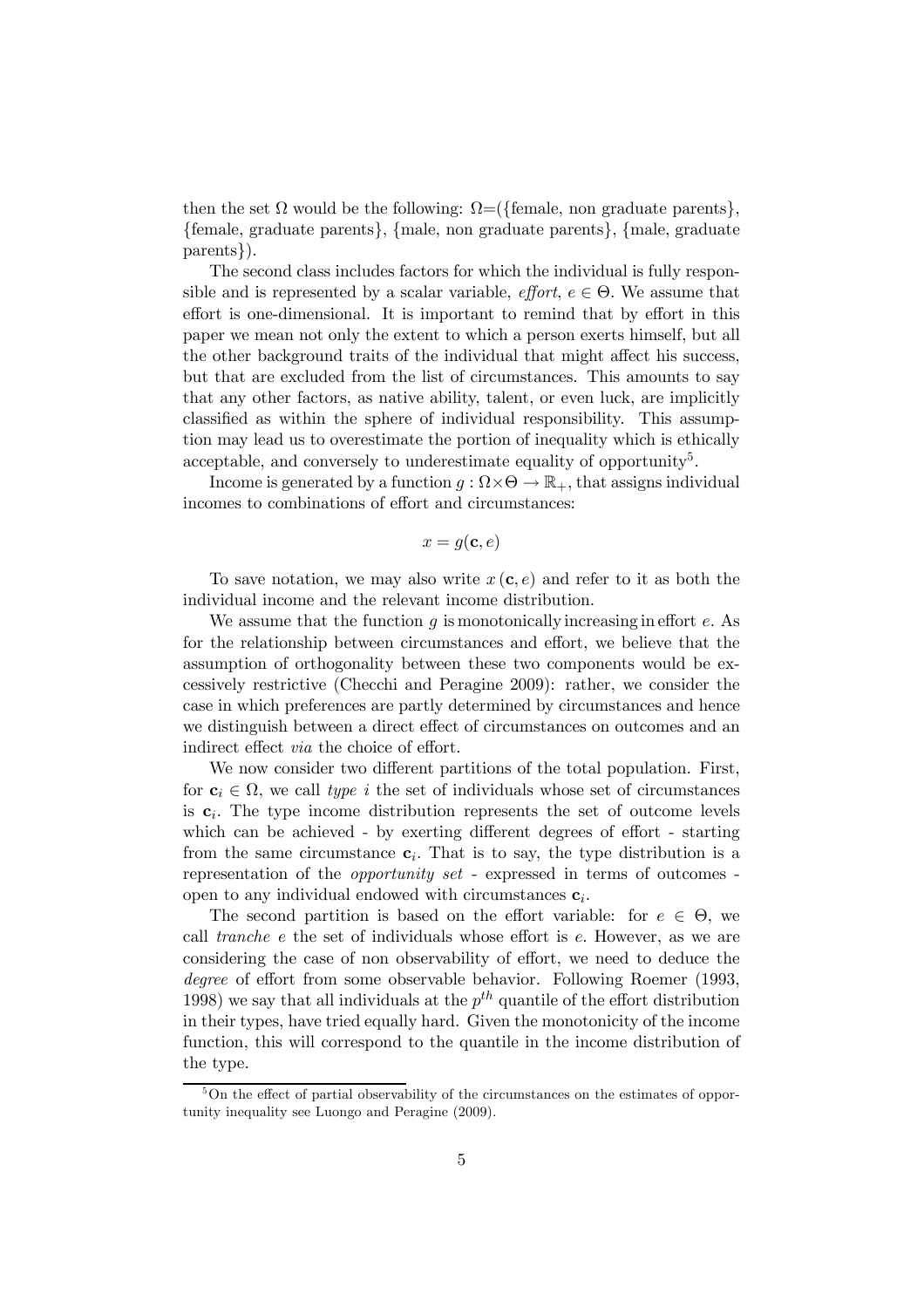then the set $\Omega$ would be the following: $\Omega$=({female, non graduate parents}, {female, graduate parents}, {male, non graduate parents}, {male, graduate parents}).

The second class includes factors for which the individual is fully responsible and is represented by a scalar variable, *effort*, $e \in \Theta$. We assume that effort is one-dimensional. It is important to remind that by effort in this paper we mean not only the extent to which a person exerts himself, but all the other background traits of the individual that might affect his success, but that are excluded from the list of circumstances. This amounts to say that any other factors, as native ability, talent, or even luck, are implicitly classified as within the sphere of individual responsibility. This assumption may lead us to overestimate the portion of inequality which is ethically acceptable, and conversely to underestimate equality of opportunity[5].

Income is generated by a function $g : \Omega \times \Theta \to \mathbb{R}_+$, that assigns individual incomes to combinations of effort and circumstances:

$$x = g(\mathbf{c}, e)$$

To save notation, we may also write $x(\mathbf{c}, e)$ and refer to it as both the individual income and the relevant income distribution.

We assume that the function $g$ is monotonically increasing in effort $e$. As for the relationship between circumstances and effort, we believe that the assumption of orthogonality between these two components would be excessively restrictive (Checchi and Peragine 2009): rather, we consider the case in which preferences are partly determined by circumstances and hence we distinguish between a direct effect of circumstances on outcomes and an indirect effect *via* the choice of effort.

We now consider two different partitions of the total population. First, for $\mathbf{c}_i \in \Omega$, we call *type* $i$ the set of individuals whose set of circumstances is $\mathbf{c}_i$. The type income distribution represents the set of outcome levels which can be achieved - by exerting different degrees of effort - starting from the same circumstance $\mathbf{c}_i$. That is to say, the type distribution is a representation of the *opportunity set* - expressed in terms of outcomes - open to any individual endowed with circumstances $\mathbf{c}_i$.

The second partition is based on the effort variable: for $e \in \Theta$, we call *tranche* $e$ the set of individuals whose effort is $e$. However, as we are considering the case of non observability of effort, we need to deduce the *degree* of effort from some observable behavior. Following Roemer (1993, 1998) we say that all individuals at the $p^{th}$ quantile of the effort distribution in their types, have tried equally hard. Given the monotonicity of the income function, this will correspond to the quantile in the income distribution of the type.

[5] On the effect of partial observability of the circumstances on the estimates of opportunity inequality see Luongo and Peragine (2009).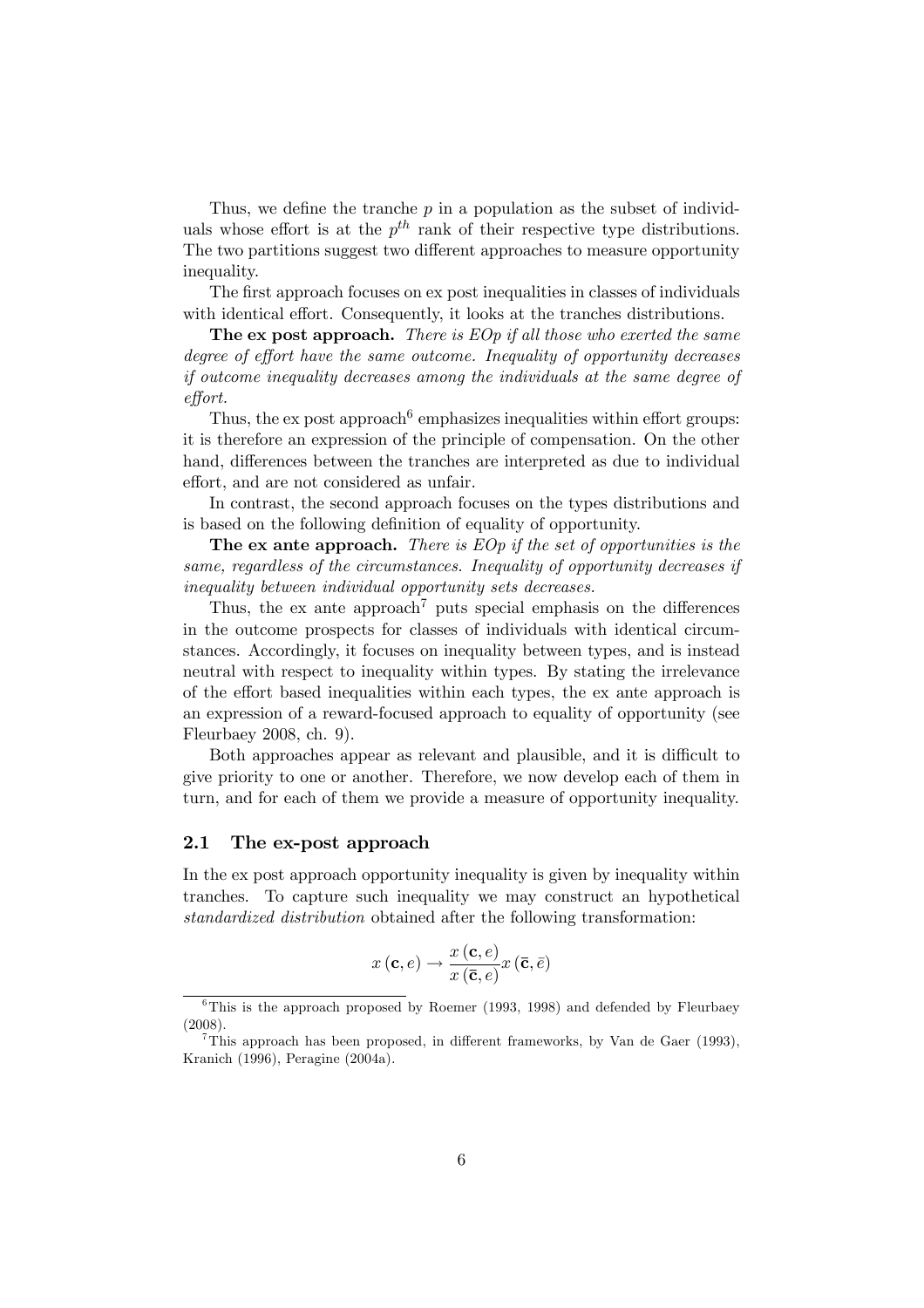Thus, we define the tranche $p$ in a population as the subset of individuals whose effort is at the $p^{th}$ rank of their respective type distributions. The two partitions suggest two different approaches to measure opportunity inequality.

The first approach focuses on ex post inequalities in classes of individuals with identical effort. Consequently, it looks at the tranches distributions.

**The ex post approach.** *There is EOp if all those who exerted the same degree of effort have the same outcome. Inequality of opportunity decreases if outcome inequality decreases among the individuals at the same degree of effort.*

Thus, the ex post approach[6] emphasizes inequalities within effort groups: it is therefore an expression of the principle of compensation. On the other hand, differences between the tranches are interpreted as due to individual effort, and are not considered as unfair.

In contrast, the second approach focuses on the types distributions and is based on the following definition of equality of opportunity.

**The ex ante approach.** *There is EOp if the set of opportunities is the same, regardless of the circumstances. Inequality of opportunity decreases if inequality between individual opportunity sets decreases.*

Thus, the ex ante approach[7] puts special emphasis on the differences in the outcome prospects for classes of individuals with identical circumstances. Accordingly, it focuses on inequality between types, and is instead neutral with respect to inequality within types. By stating the irrelevance of the effort based inequalities within each types, the ex ante approach is an expression of a reward-focused approach to equality of opportunity (see Fleurbaey 2008, ch. 9).

Both approaches appear as relevant and plausible, and it is difficult to give priority to one or another. Therefore, we now develop each of them in turn, and for each of them we provide a measure of opportunity inequality.

## 2.1 The ex-post approach

In the ex post approach opportunity inequality is given by inequality within tranches. To capture such inequality we may construct an hypothetical *standardized distribution* obtained after the following transformation:

$$x(\mathbf{c}, e) \rightarrow \frac{x(\mathbf{c}, e)}{x(\bar{\mathbf{c}}, e)} x(\bar{\mathbf{c}}, \bar{e})$$

[6] This is the approach proposed by Roemer (1993, 1998) and defended by Fleurbaey (2008).

[7] This approach has been proposed, in different frameworks, by Van de Gaer (1993), Kranich (1996), Peragine (2004a).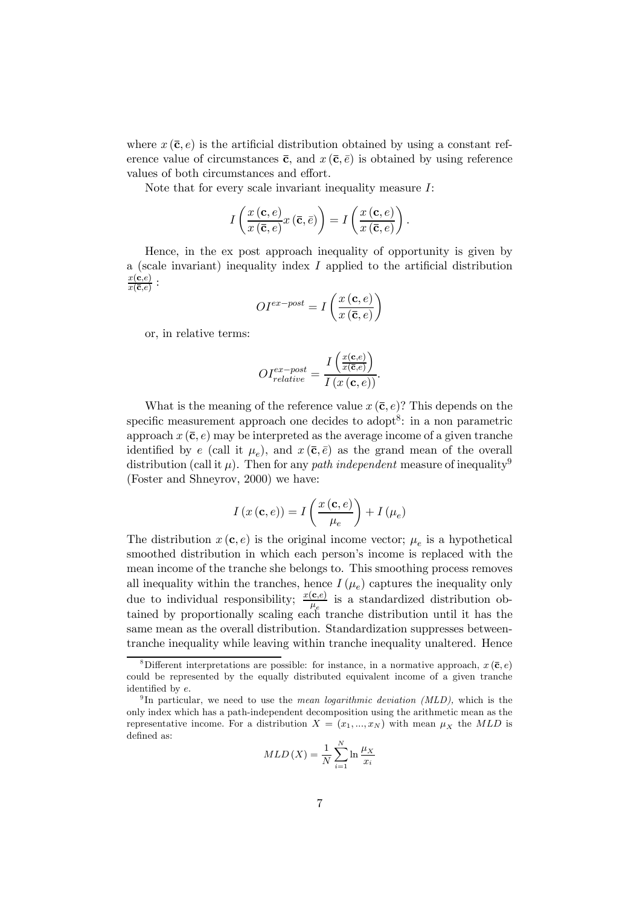where $x(\bar{\mathbf{c}}, e)$ is the artificial distribution obtained by using a constant reference value of circumstances $\bar{\mathbf{c}}$, and $x(\bar{\mathbf{c}}, \bar{e})$ is obtained by using reference values of both circumstances and effort.

Note that for every scale invariant inequality measure $I$:

$$I\left(\frac{x(\mathbf{c}, e)}{x(\bar{\mathbf{c}}, e)} x(\bar{\mathbf{c}}, \bar{e})\right) = I\left(\frac{x(\mathbf{c}, e)}{x(\bar{\mathbf{c}}, e)}\right).$$

Hence, in the ex post approach inequality of opportunity is given by a (scale invariant) inequality index $I$ applied to the artificial distribution $\frac{x(\mathbf{c},e)}{x(\bar{\mathbf{c}},e)}$ :

$$OI^{ex-post} = I\left(\frac{x(\mathbf{c}, e)}{x(\bar{\mathbf{c}}, e)}\right)$$

or, in relative terms:

$$OI^{ex-post}_{relative} = \frac{I\left(\frac{x(\mathbf{c},e)}{x(\bar{\mathbf{c}},e)}\right)}{I(x(\mathbf{c}, e))}.$$

What is the meaning of the reference value $x(\bar{\mathbf{c}}, e)$? This depends on the specific measurement approach one decides to adopt[8]: in a non parametric approach $x(\bar{\mathbf{c}}, e)$ may be interpreted as the average income of a given tranche identified by $e$ (call it $\mu_e$), and $x(\bar{\mathbf{c}}, \bar{e})$ as the grand mean of the overall distribution (call it $\mu$). Then for any *path independent* measure of inequality[9] (Foster and Shneyrov, 2000) we have:

$$I(x(\mathbf{c}, e)) = I\left(\frac{x(\mathbf{c}, e)}{\mu_e}\right) + I(\mu_e)$$

The distribution $x(\mathbf{c}, e)$ is the original income vector; $\mu_e$ is a hypothetical smoothed distribution in which each person's income is replaced with the mean income of the tranche she belongs to. This smoothing process removes all inequality within the tranches, hence $I(\mu_e)$ captures the inequality only due to individual responsibility; $\frac{x(\mathbf{c},e)}{\mu_e}$ is a standardized distribution obtained by proportionally scaling each tranche distribution until it has the same mean as the overall distribution. Standardization suppresses between-tranche inequality while leaving within tranche inequality unaltered. Hence

[8] Different interpretations are possible: for instance, in a normative approach, $x(\bar{\mathbf{c}}, e)$ could be represented by the equally distributed equivalent income of a given tranche identified by $e$.

[9] In particular, we need to use the *mean logarithmic deviation (MLD)*, which is the only index which has a path-independent decomposition using the arithmetic mean as the representative income. For a distribution $X = (x_1, ..., x_N)$ with mean $\mu_X$ the $MLD$ is defined as:

$$MLD(X) = \frac{1}{N} \sum_{i=1}^{N} \ln \frac{\mu_X}{x_i}$$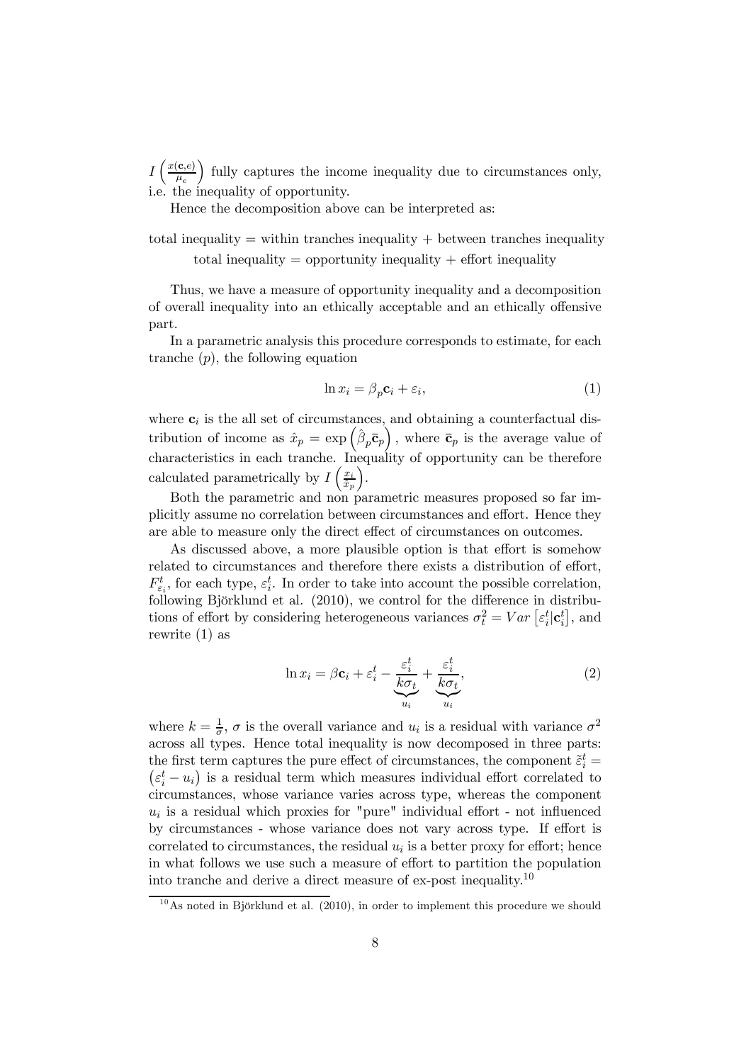$I\left(\frac{x(\mathbf{c},e)}{\mu_e}\right)$ fully captures the income inequality due to circumstances only, i.e. the inequality of opportunity.

Hence the decomposition above can be interpreted as:

total inequality = within tranches inequality + between tranches inequality

total inequality = opportunity inequality + effort inequality

Thus, we have a measure of opportunity inequality and a decomposition of overall inequality into an ethically acceptable and an ethically offensive part.

In a parametric analysis this procedure corresponds to estimate, for each tranche $(p)$, the following equation

$$\ln x_i = \beta_p \mathbf{c}_i + \varepsilon_i, \tag{1}$$

where $\mathbf{c}_i$ is the all set of circumstances, and obtaining a counterfactual distribution of income as $\hat{x}_p = \exp\left(\hat{\beta}_p \bar{\mathbf{c}}_p\right)$, where $\bar{\mathbf{c}}_p$ is the average value of characteristics in each tranche. Inequality of opportunity can be therefore calculated parametrically by $I\left(\frac{x_i}{\hat{x}_p}\right)$.

Both the parametric and non parametric measures proposed so far implicitly assume no correlation between circumstances and effort. Hence they are able to measure only the direct effect of circumstances on outcomes.

As discussed above, a more plausible option is that effort is somehow related to circumstances and therefore there exists a distribution of effort, $F^t_{\varepsilon_i}$, for each type, $\varepsilon^t_i$. In order to take into account the possible correlation, following Björklund et al. (2010), we control for the difference in distributions of effort by considering heterogeneous variances $\sigma^2_t = Var\left[\varepsilon^t_i | \mathbf{c}^t_i\right]$, and rewrite (1) as

$$\ln x_i = \beta \mathbf{c}_i + \varepsilon^t_i - \underbrace{\frac{\varepsilon^t_i}{k\sigma_t}}_{u_i} + \underbrace{\frac{\varepsilon^t_i}{k\sigma_t}}_{u_i}, \tag{2}$$

where $k = \frac{1}{\sigma}$, $\sigma$ is the overall variance and $u_i$ is a residual with variance $\sigma^2$ across all types. Hence total inequality is now decomposed in three parts: the first term captures the pure effect of circumstances, the component $\tilde{\varepsilon}^t_i = \left(\varepsilon^t_i - u_i\right)$ is a residual term which measures individual effort correlated to circumstances, whose variance varies across type, whereas the component $u_i$ is a residual which proxies for "pure" individual effort - not influenced by circumstances - whose variance does not vary across type. If effort is correlated to circumstances, the residual $u_i$ is a better proxy for effort; hence in what follows we use such a measure of effort to partition the population into tranche and derive a direct measure of ex-post inequality.[10]

[10] As noted in Björklund et al. (2010), in order to implement this procedure we should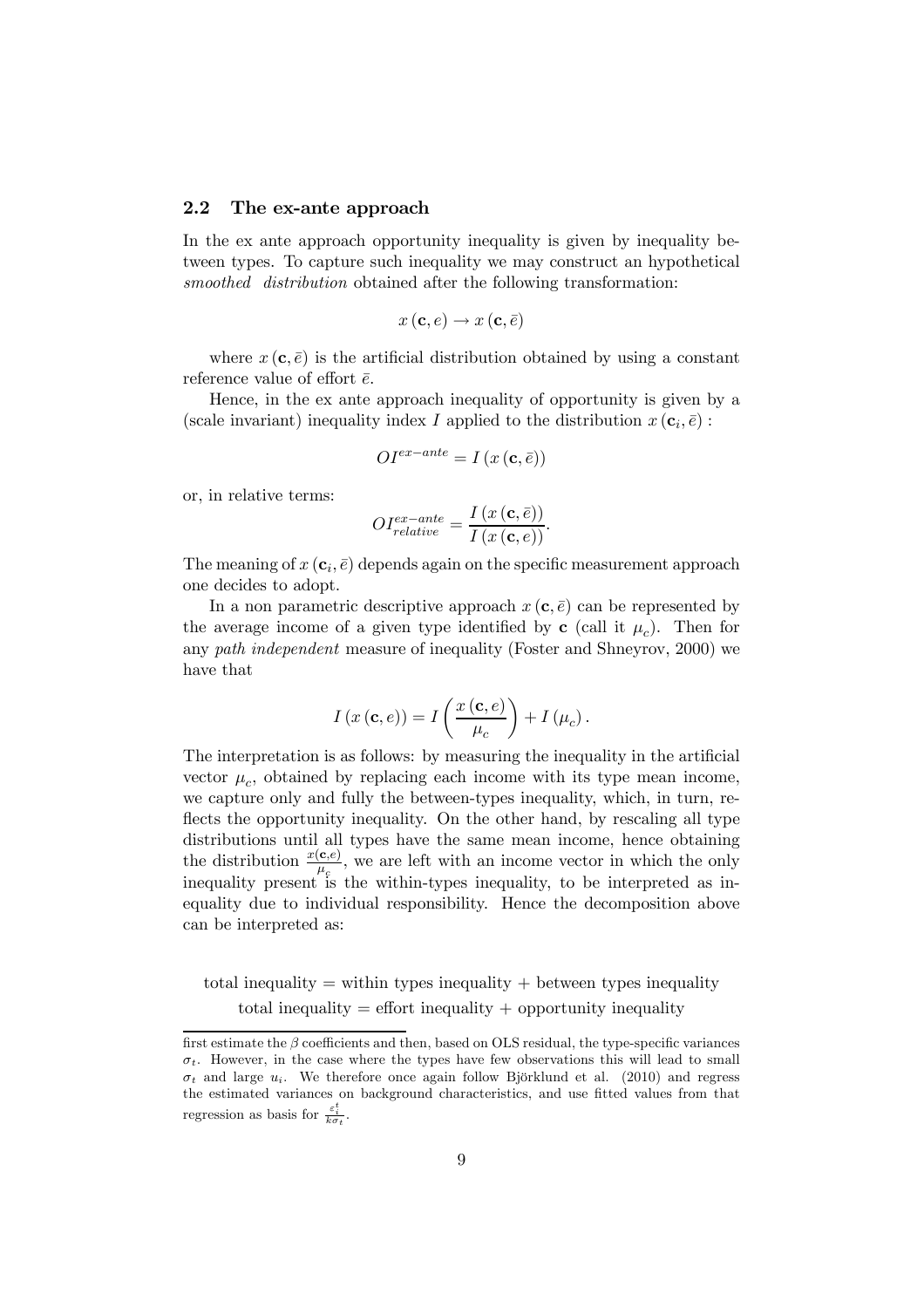### 2.2 The ex-ante approach

In the ex ante approach opportunity inequality is given by inequality between types. To capture such inequality we may construct an hypothetical *smoothed distribution* obtained after the following transformation:

$$x(\mathbf{c}, e) \rightarrow x(\mathbf{c}, \bar{e})$$

where $x(\mathbf{c}, \bar{e})$ is the artificial distribution obtained by using a constant reference value of effort $\bar{e}$.

Hence, in the ex ante approach inequality of opportunity is given by a (scale invariant) inequality index $I$ applied to the distribution $x(\mathbf{c}_i, \bar{e})$ :

$$OI^{ex-ante} = I(x(\mathbf{c}, \bar{e}))$$

or, in relative terms:

$$OI^{ex-ante}_{relative} = \frac{I(x(\mathbf{c}, \bar{e}))}{I(x(\mathbf{c}, e))}.$$

The meaning of $x(\mathbf{c}_i, \bar{e})$ depends again on the specific measurement approach one decides to adopt.

In a non parametric descriptive approach $x(\mathbf{c}, \bar{e})$ can be represented by the average income of a given type identified by $\mathbf{c}$ (call it $\mu_c$). Then for any *path independent* measure of inequality (Foster and Shneyrov, 2000) we have that

$$I(x(\mathbf{c}, e)) = I\left(\frac{x(\mathbf{c}, e)}{\mu_c}\right) + I(\mu_c).$$

The interpretation is as follows: by measuring the inequality in the artificial vector $\mu_c$, obtained by replacing each income with its type mean income, we capture only and fully the between-types inequality, which, in turn, reflects the opportunity inequality. On the other hand, by rescaling all type distributions until all types have the same mean income, hence obtaining the distribution $\frac{x(\mathbf{c},e)}{\mu_c}$, we are left with an income vector in which the only inequality present is the within-types inequality, to be interpreted as inequality due to individual responsibility. Hence the decomposition above can be interpreted as:

total inequality = within types inequality + between types inequality
total inequality = effort inequality + opportunity inequality

---

first estimate the $\beta$ coefficients and then, based on OLS residual, the type-specific variances $\sigma_t$. However, in the case wherete the types have few observations this will lead to small $\sigma_t$ and large $u_i$. We therefore once again follow Björklund et al. (2010) and regress the estimated variances on background characteristics, and use fitted values from that regression as basis for $\frac{\varepsilon_i^t}{k\sigma_t}$.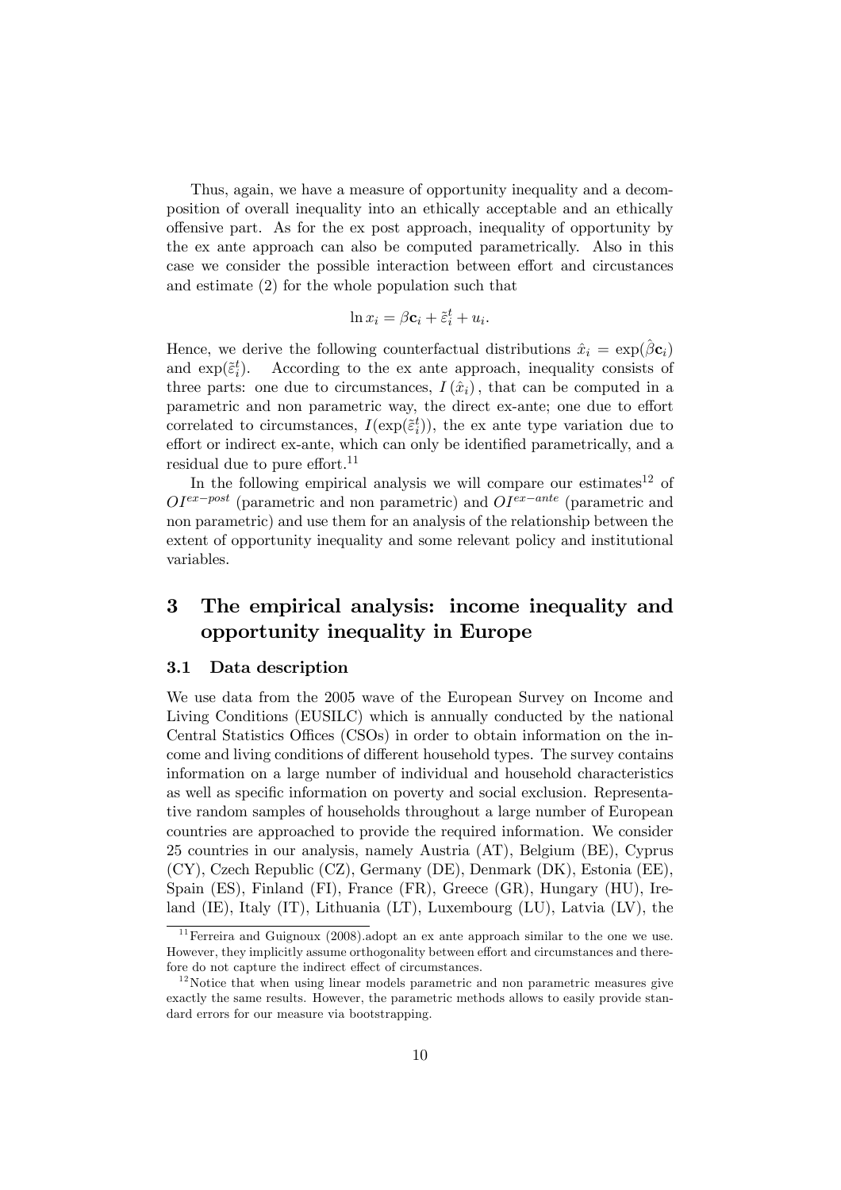Thus, again, we have a measure of opportunity inequality and a decomposition of overall inequality into an ethically acceptable and an ethically offensive part. As for the ex post approach, inequality of opportunity by the ex ante approach can also be computed parametrically. Also in this case we consider the possible interaction between effort and circumstances and estimate (2) for the whole population such that

$$\ln x_i = \beta \mathbf{c}_i + \tilde{\varepsilon}_i^t + u_i.$$

Hence, we derive the following counterfactual distributions $\hat{x}_i = \exp(\hat{\beta}\mathbf{c}_i)$ and $\exp(\tilde{\varepsilon}_i^t)$. According to the ex ante approach, inequality consists of three parts: one due to circumstances, $I(\hat{x}_i)$, that can be computed in a parametric and non parametric way, the direct ex-ante; one due to effort correlated to circumstances, $I(\exp(\tilde{\varepsilon}_i^t))$, the ex ante type variation due to effort or indirect ex-ante, which can only be identified parametrically, and a residual due to pure effort.[11]

In the following empirical analysis we will compare our estimates[12] of $OI^{ex-post}$ (parametric and non parametric) and $OI^{ex-ante}$ (parametric and non parametric) and use them for an analysis of the relationship between the extent of opportunity inequality and some relevant policy and institutional variables.

# 3 The empirical analysis: income inequality and opportunity inequality in Europe

## 3.1 Data description

We use data from the 2005 wave of the European Survey on Income and Living Conditions (EUSILC) which is annually conducted by the national Central Statistics Offices (CSOs) in order to obtain information on the income and living conditions of different household types. The survey contains information on a large number of individual and household characteristics as well as specific information on poverty and social exclusion. Representative random samples of households throughout a large number of European countries are approached to provide the required information. We consider 25 countries in our analysis, namely Austria (AT), Belgium (BE), Cyprus (CY), Czech Republic (CZ), Germany (DE), Denmark (DK), Estonia (EE), Spain (ES), Finland (FI), France (FR), Greece (GR), Hungary (HU), Ireland (IE), Italy (IT), Lithuania (LT), Luxembourg (LU), Latvia (LV), the

[11] Ferreira and Guignoux (2008).adopt an ex ante approach similar to the one we use. However, they implicitly assume orthogonality between effort and circumstances and therefore do not capture the indirect effect of circumstances.

[12] Notice that when using linear models parametric and non parametric measures give exactly the same results. However, the parametric methods allows to easily provide standard errors for our measure via bootstrapping.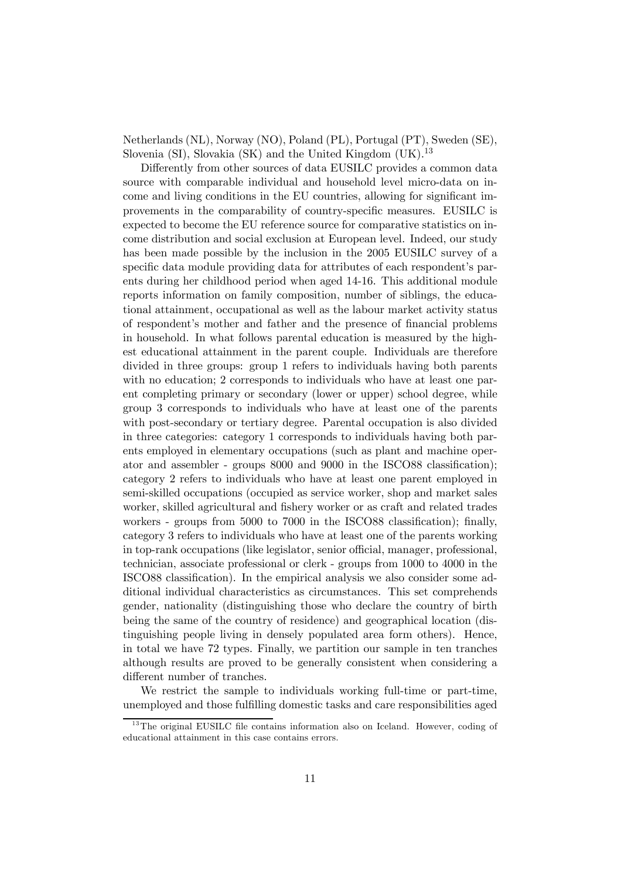Netherlands (NL), Norway (NO), Poland (PL), Portugal (PT), Sweden (SE), Slovenia (SI), Slovakia (SK) and the United Kingdom (UK).[13]

Differently from other sources of data EUSILC provides a common data source with comparable individual and household level micro-data on income and living conditions in the EU countries, allowing for significant improvements in the comparability of country-specific measures. EUSILC is expected to become the EU reference source for comparative statistics on income distribution and social exclusion at European level. Indeed, our study has been made possible by the inclusion in the 2005 EUSILC survey of a specific data module providing data for attributes of each respondent's parents during her childhood period when aged 14-16. This additional module reports information on family composition, number of siblings, the educational attainment, occupational as well as the labour market activity status of respondent's mother and father and the presence of financial problems in household. In what follows parental education is measured by the highest educational attainment in the parent couple. Individuals are therefore divided in three groups: group 1 refers to individuals having both parents with no education; 2 corresponds to individuals who have at least one parent completing primary or secondary (lower or upper) school degree, while group 3 corresponds to individuals who have at least one of the parents with post-secondary or tertiary degree. Parental occupation is also divided in three categories: category 1 corresponds to individuals having both parents employed in elementary occupations (such as plant and machine operator and assembler - groups 8000 and 9000 in the ISCO88 classification); category 2 refers to individuals who have at least one parent employed in semi-skilled occupations (occupied as service worker, shop and market sales worker, skilled agricultural and fishery worker or as craft and related trades workers - groups from 5000 to 7000 in the ISCO88 classification); finally, category 3 refers to individuals who have at least one of the parents working in top-rank occupations (like legislator, senior official, manager, professional, technician, associate professional or clerk - groups from 1000 to 4000 in the ISCO88 classification). In the empirical analysis we also consider some additional individual characteristics as circumstances. This set comprehends gender, nationality (distinguishing those who declare the country of birth being the same of the country of residence) and geographical location (distinguishing people living in densely populated area form others). Hence, in total we have 72 types. Finally, we partition our sample in ten tranches although results are proved to be generally consistent when considering a different number of tranches.

We restrict the sample to individuals working full-time or part-time, unemployed and those fulfilling domestic tasks and care responsibilities aged

[13] The original EUSILC file contains information also on Iceland. However, coding of educational attainment in this case contains errors.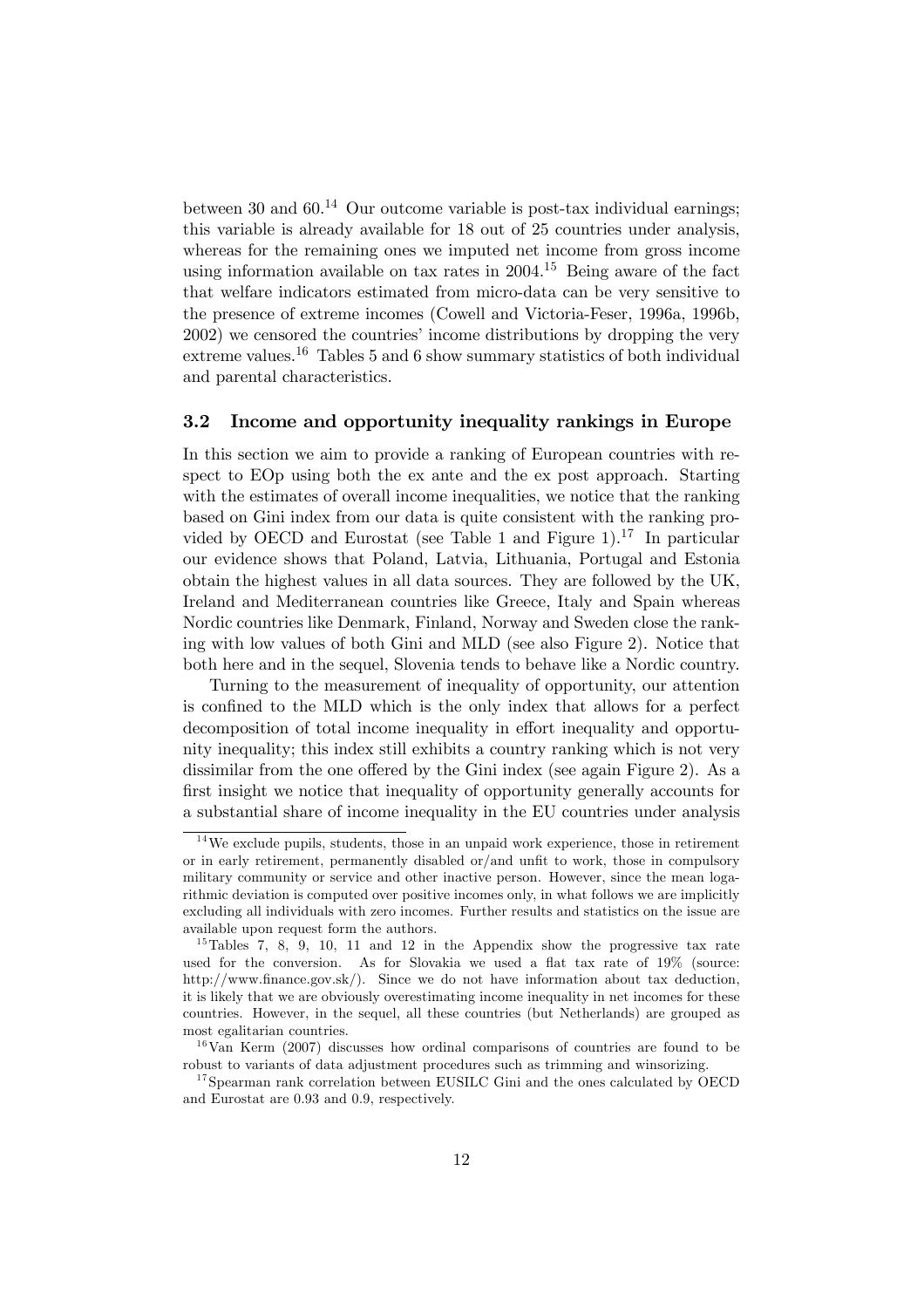between 30 and 60.[14] Our outcome variable is post-tax individual earnings; this variable is already available for 18 out of 25 countries under analysis, whereas for the remaining ones we imputed net income from gross income using information available on tax rates in 2004.[15] Being aware of the fact that welfare indicators estimated from micro-data can be very sensitive to the presence of extreme incomes (Cowell and Victoria-Feser, 1996a, 1996b, 2002) we censored the countries' income distributions by dropping the very extreme values.[16] Tables 5 and 6 show summary statistics of both individual and parental characteristics.

### 3.2 Income and opportunity inequality rankings in Europe

In this section we aim to provide a ranking of European countries with respect to EOp using both the ex ante and the ex post approach. Starting with the estimates of overall income inequalities, we notice that the ranking based on Gini index from our data is quite consistent with the ranking provided by OECD and Eurostat (see Table 1 and Figure 1).[17] In particular our evidence shows that Poland, Latvia, Lithuania, Portugal and Estonia obtain the highest values in all data sources. They are followed by the UK, Ireland and Mediterranean countries like Greece, Italy and Spain whereas Nordic countries like Denmark, Finland, Norway and Sweden close the ranking with low values of both Gini and MLD (see also Figure 2). Notice that both here and in the sequel, Slovenia tends to behave like a Nordic country.

Turning to the measurement of inequality of opportunity, our attention is confined to the MLD which is the only index that allows for a perfect decomposition of total income inequality in effort inequality and opportunity inequality; this index still exhibits a country ranking which is not very dissimilar from the one offered by the Gini index (see again Figure 2). As a first insight we notice that inequality of opportunity generally accounts for a substantial share of income inequality in the EU countries under analysis

[14] We exclude pupils, students, those in an unpaid work experience, those in retirement or in early retirement, permanently disabled or/and unfit to work, those in compulsory military community or service and other inactive person. However, since the mean logarithmic deviation is computed over positive incomes only, in what follows we are implicitly excluding all individuals with zero incomes. Further results and statistics on the issue are available upon request form the authors.

[15] Tables 7, 8, 9, 10, 11 and 12 in the Appendix show the progressive tax rate used for the conversion. As for Slovakia we used a flat tax rate of 19% (source: http://www.finance.gov.sk/). Since we do not have information about tax deduction, it is likely that we are obviously overestimating income inequality in net incomes for these countries. However, in the sequel, all these countries (but Netherlands) are grouped as most egalitarian countries.

[16] Van Kerm (2007) discusses how ordinal comparisons of countries are found to be robust to variants of data adjustment procedures such as trimming and winsorizing.

[17] Spearman rank correlation between EUSILC Gini and the ones calculated by OECD and Eurostat are 0.93 and 0.9, respectively.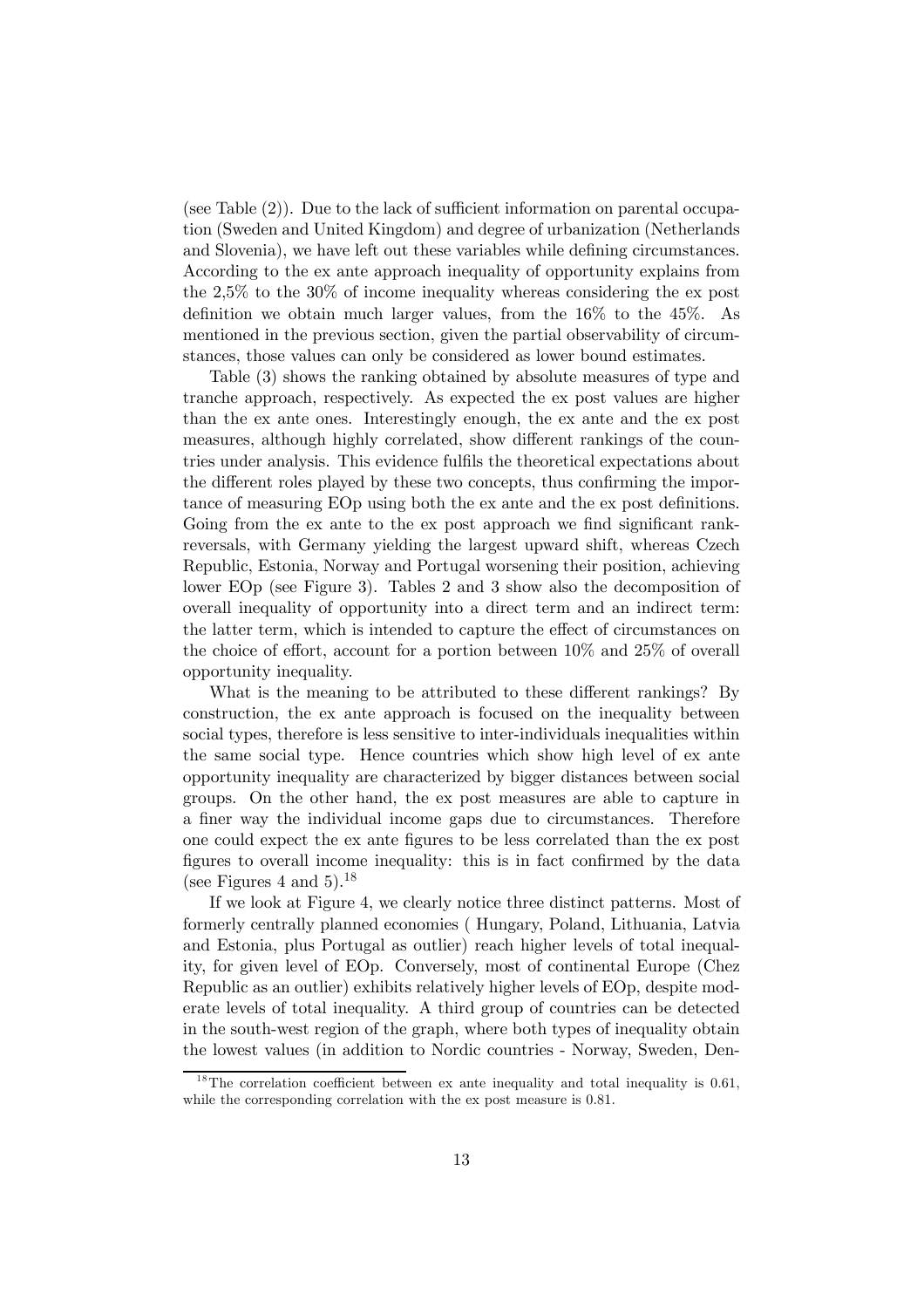(see Table (2)). Due to the lack of sufficient information on parental occupation (Sweden and United Kingdom) and degree of urbanization (Netherlands and Slovenia), we have left out these variables while defining circumstances. According to the ex ante approach inequality of opportunity explains from the 2,5% to the 30% of income inequality whereas considering the ex post definition we obtain much larger values, from the 16% to the 45%. As mentioned in the previous section, given the partial observability of circumstances, those values can only be considered as lower bound estimates.

Table (3) shows the ranking obtained by absolute measures of type and tranche approach, respectively. As expected the ex post values are higher than the ex ante ones. Interestingly enough, the ex ante and the ex post measures, although highly correlated, show different rankings of the countries under analysis. This evidence fulfils the theoretical expectations about the different roles played by these two concepts, thus confirming the importance of measuring EOp using both the ex ante and the ex post definitions. Going from the ex ante to the ex post approach we find significant rank-reversals, with Germany yielding the largest upward shift, whereas Czech Republic, Estonia, Norway and Portugal worsening their position, achieving lower EOp (see Figure 3). Tables 2 and 3 show also the decomposition of overall inequality of opportunity into a direct term and an indirect term: the latter term, which is intended to capture the effect of circumstances on the choice of effort, account for a portion between 10% and 25% of overall opportunity inequality.

What is the meaning to be attributed to these different rankings? By construction, the ex ante approach is focused on the inequality between social types, therefore is less sensitive to inter-individuals inequalities within the same social type. Hence countries which show high level of ex ante opportunity inequality are characterized by bigger distances between social groups. On the other hand, the ex post measures are able to capture in a finer way the individual income gaps due to circumstances. Therefore one could expect the ex ante figures to be less correlated than the ex post figures to overall income inequality: this is in fact confirmed by the data (see Figures 4 and 5).[18]

If we look at Figure 4, we clearly notice three distinct patterns. Most of formerly centrally planned economies ( Hungary, Poland, Lithuania, Latvia and Estonia, plus Portugal as outlier) reach higher levels of total inequality, for given level of EOp. Conversely, most of continental Europe (Chez Republic as an outlier) exhibits relatively higher levels of EOp, despite moderate levels of total inequality. A third group of countries can be detected in the south-west region of the graph, where both types of inequality obtain the lowest values (in addition to Nordic countries - Norway, Sweden, Den-

[18] The correlation coefficient between ex ante inequality and total inequality is 0.61, while the corresponding correlation with the ex post measure is 0.81.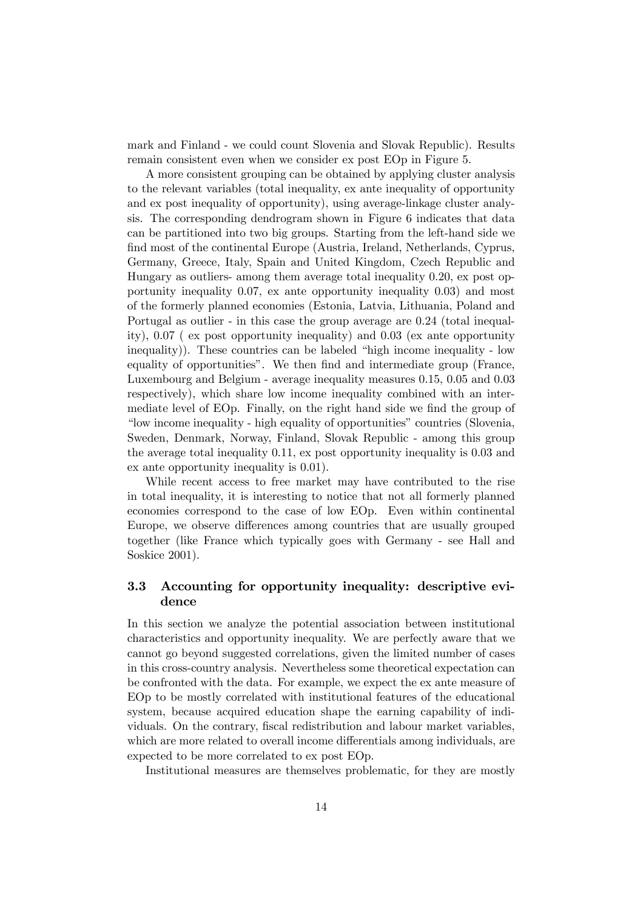mark and Finland - we could count Slovenia and Slovak Republic). Results remain consistent even when we consider ex post EOp in Figure 5.

A more consistent grouping can be obtained by applying cluster analysis to the relevant variables (total inequality, ex ante inequality of opportunity and ex post inequality of opportunity), using average-linkage cluster analysis. The corresponding dendrogram shown in Figure 6 indicates that data can be partitioned into two big groups. Starting from the left-hand side we find most of the continental Europe (Austria, Ireland, Netherlands, Cyprus, Germany, Greece, Italy, Spain and United Kingdom, Czech Republic and Hungary as outliers- among them average total inequality 0.20, ex post opportunity inequality 0.07, ex ante opportunity inequality 0.03) and most of the formerly planned economies (Estonia, Latvia, Lithuania, Poland and Portugal as outlier - in this case the group average are 0.24 (total inequality), 0.07 ( ex post opportunity inequality) and 0.03 (ex ante opportunity inequality)). These countries can be labeled "high income inequality - low equality of opportunities". We then find and intermediate group (France, Luxembourg and Belgium - average inequality measures 0.15, 0.05 and 0.03 respectively), which share low income inequality combined with an intermediate level of EOp. Finally, on the right hand side we find the group of "low income inequality - high equality of opportunities" countries (Slovenia, Sweden, Denmark, Norway, Finland, Slovak Republic - among this group the average total inequality 0.11, ex post opportunity inequality is 0.03 and ex ante opportunity inequality is 0.01).

While recent access to free market may have contributed to the rise in total inequality, it is interesting to notice that not all formerly planned economies correspond to the case of low EOp. Even within continental Europe, we observe differences among countries that are usually grouped together (like France which typically goes with Germany - see Hall and Soskice 2001).

### 3.3 Accounting for opportunity inequality: descriptive evidence

In this section we analyze the potential association between institutional characteristics and opportunity inequality. We are perfectly aware that we cannot go beyond suggested correlations, given the limited number of cases in this cross-country analysis. Nevertheless some theoretical expectation can be confronted with the data. For example, we expect the ex ante measure of EOp to be mostly correlated with institutional features of the educational system, because acquired education shape the earning capability of individuals. On the contrary, fiscal redistribution and labour market variables, which are more related to overall income differentials among individuals, are expected to be more correlated to ex post EOp.

Institutional measures are themselves problematic, for they are mostly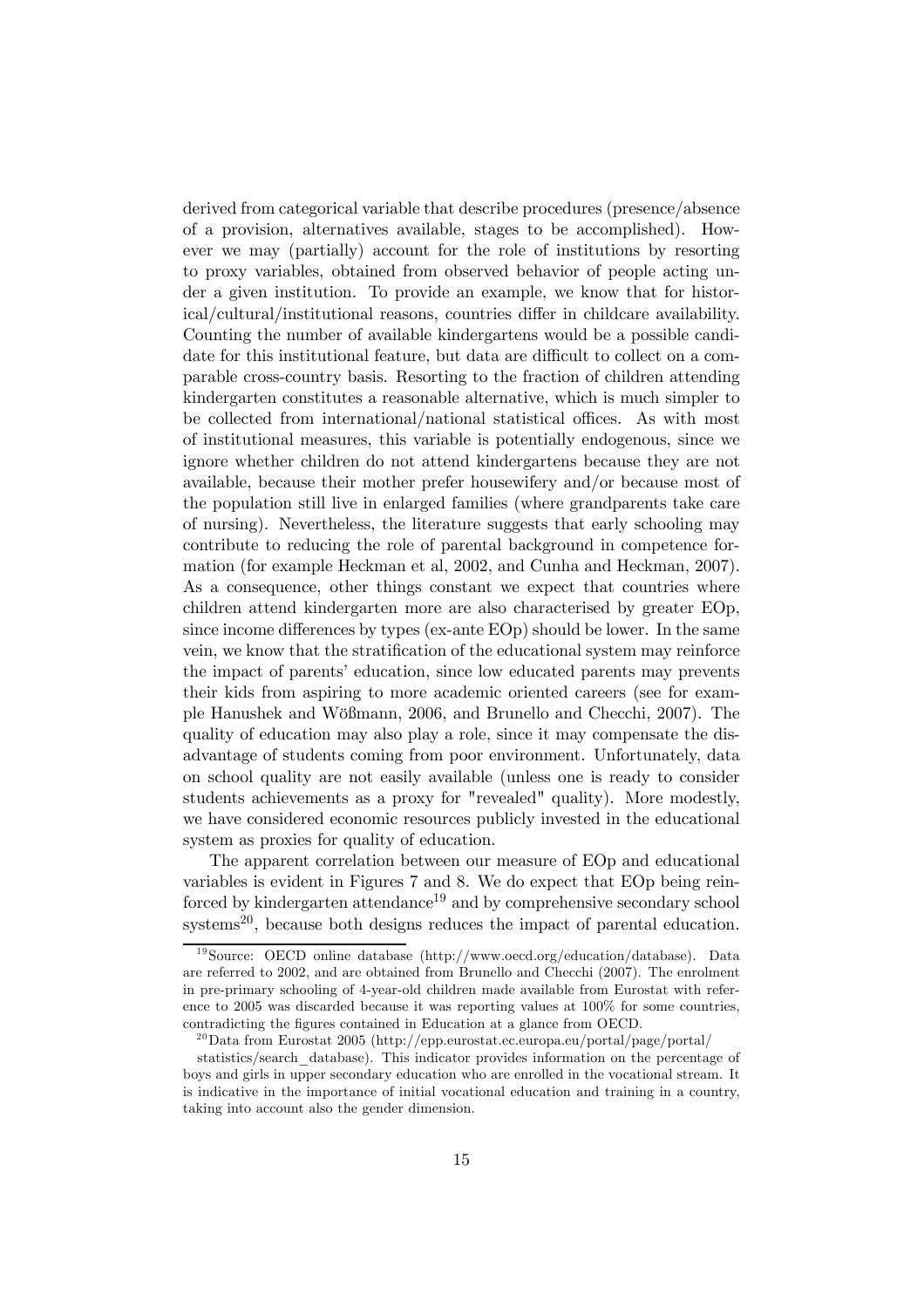derived from categorical variable that describe procedures (presence/absence of a provision, alternatives available, stages to be accomplished). However we may (partially) account for the role of institutions by resorting to proxy variables, obtained from observed behavior of people acting under a given institution. To provide an example, we know that for historical/cultural/institutional reasons, countries differ in childcare availability. Counting the number of available kindergartens would be a possible candidate for this institutional feature, but data are difficult to collect on a comparable cross-country basis. Resorting to the fraction of children attending kindergarten constitutes a reasonable alternative, which is much simpler to be collected from international/national statistical offices. As with most of institutional measures, this variable is potentially endogenous, since we ignore whether children do not attend kindergartens because they are not available, because their mother prefer housewifery and/or because most of the population still live in enlarged families (where grandparents take care of nursing). Nevertheless, the literature suggests that early schooling may contribute to reducing the role of parental background in competence formation (for example Heckman et al, 2002, and Cunha and Heckman, 2007). As a consequence, other things constant we expect that countries where children attend kindergarten more are also characterised by greater EOp, since income differences by types (ex-ante EOp) should be lower. In the same vein, we know that the stratification of the educational system may reinforce the impact of parents' education, since low educated parents may prevents their kids from aspiring to more academic oriented careers (see for example Hanushek and Wößmann, 2006, and Brunello and Checchi, 2007). The quality of education may also play a role, since it may compensate the disadvantage of students coming from poor environment. Unfortunately, data on school quality are not easily available (unless one is ready to consider students achievements as a proxy for "revealed" quality). More modestly, we have considered economic resources publicly invested in the educational system as proxies for quality of education.

The apparent correlation between our measure of EOp and educational variables is evident in Figures 7 and 8. We do expect that EOp being reinforced by kindergarten attendance[19] and by comprehensive secondary school systems[20], because both designs reduces the impact of parental education.

[19] Source: OECD online database (http://www.oecd.org/education/database). Data are referred to 2002, and are obtained from Brunello and Checchi (2007). The enrolment in pre-primary schooling of 4-year-old children made available from Eurostat with reference to 2005 was discarded because it was reporting values at 100% for some countries, contradicting the figures contained in Education at a glance from OECD.

[20] Data from Eurostat 2005 (http://epp.eurostat.ec.europa.eu/portal/page/portal/statistics/search_database). This indicator provides information on the percentage of boys and girls in upper secondary education who are enrolled in the vocational stream. It is indicative in the importance of initial vocational education and training in a country, taking into account also the gender dimension.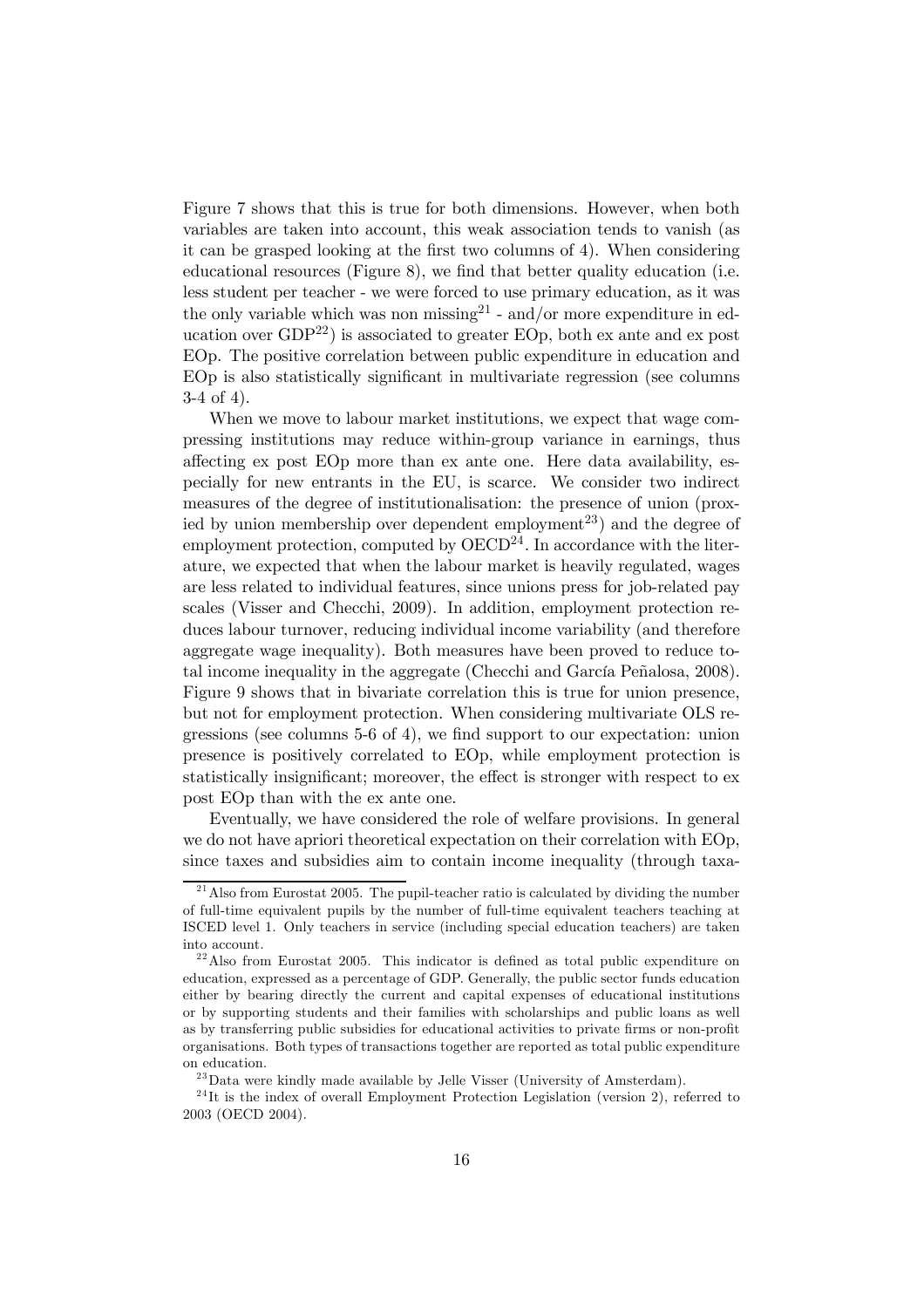Figure 7 shows that this is true for both dimensions. However, when both variables are taken into account, this weak association tends to vanish (as it can be grasped looking at the first two columns of 4). When considering educational resources (Figure 8), we find that better quality education (i.e. less student per teacher - we were forced to use primary education, as it was the only variable which was non missing[21] - and/or more expenditure in education over GDP[22]) is associated to greater EOp, both ex ante and ex post EOp. The positive correlation between public expenditure in education and EOp is also statistically significant in multivariate regression (see columns 3-4 of 4).

When we move to labour market institutions, we expect that wage compressing institutions may reduce within-group variance in earnings, thus affecting ex post EOp more than ex ante one. Here data availability, especially for new entrants in the EU, is scarce. We consider two indirect measures of the degree of institutionalisation: the presence of union (proxied by union membership over dependent employment[23]) and the degree of employment protection, computed by OECD[24]. In accordance with the literature, we expected that when the labour market is heavily regulated, wages are less related to individual features, since unions press for job-related pay scales (Visser and Checchi, 2009). In addition, employment protection reduces labour turnover, reducing individual income variability (and therefore aggregate wage inequality). Both measures have been proved to reduce total income inequality in the aggregate (Checchi and García Peñalosa, 2008). Figure 9 shows that in bivariate correlation this is true for union presence, but not for employment protection. When considering multivariate OLS regressions (see columns 5-6 of 4), we find support to our expectation: union presence is positively correlated to EOp, while employment protection is statistically insignificant; moreover, the effect is stronger with respect to ex post EOp than with the ex ante one.

Eventually, we have considered the role of welfare provisions. In general we do not have apriori theoretical expectation on their correlation with EOp, since taxes and subsidies aim to contain income inequality (through taxa-

---

[21] Also from Eurostat 2005. The pupil-teacher ratio is calculated by dividing the number of full-time equivalent pupils by the number of full-time equivalent teachers teaching at ISCED level 1. Only teachers in service (including special education teachers) are taken into account.

[22] Also from Eurostat 2005. This indicator is defined as total public expenditure on education, expressed as a percentage of GDP. Generally, the public sector funds education either by bearing directly the current and capital expenses of educational institutions or by supporting students and their families with scholarships and public loans as well as by transferring public subsidies for educational activities to private firms or non-profit organisations. Both types of transactions together are reported as total public expenditure on education.

[23] Data were kindly made available by Jelle Visser (University of Amsterdam).

[24] It is the index of overall Employment Protection Legislation (version 2), referred to 2003 (OECD 2004).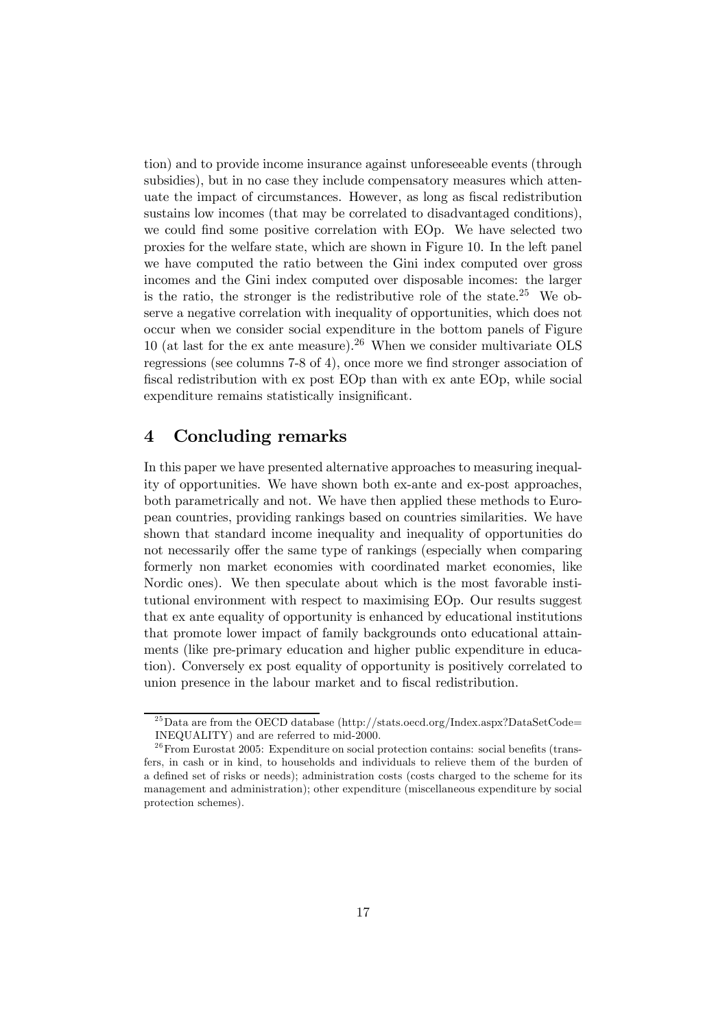tion) and to provide income insurance against unforeseeable events (through subsidies), but in no case they include compensatory measures which attenuate the impact of circumstances. However, as long as fiscal redistribution sustains low incomes (that may be correlated to disadvantaged conditions), we could find some positive correlation with EOp. We have selected two proxies for the welfare state, which are shown in Figure 10. In the left panel we have computed the ratio between the Gini index computed over gross incomes and the Gini index computed over disposable incomes: the larger is the ratio, the stronger is the redistributive role of the state.[25] We observe a negative correlation with inequality of opportunities, which does not occur when we consider social expenditure in the bottom panels of Figure 10 (at last for the ex ante measure).[26] When we consider multivariate OLS regressions (see columns 7-8 of 4), once more we find stronger association of fiscal redistribution with ex post EOp than with ex ante EOp, while social expenditure remains statistically insignificant.

## 4 Concluding remarks

In this paper we have presented alternative approaches to measuring inequality of opportunities. We have shown both ex-ante and ex-post approaches, both parametrically and not. We have then applied these methods to European countries, providing rankings based on countries similarities. We have shown that standard income inequality and inequality of opportunities do not necessarily offer the same type of rankings (especially when comparing formerly non market economies with coordinated market economies, like Nordic ones). We then speculate about which is the most favorable institutional environment with respect to maximising EOp. Our results suggest that ex ante equality of opportunity is enhanced by educational institutions that promote lower impact of family backgrounds onto educational attainments (like pre-primary education and higher public expenditure in education). Conversely ex post equality of opportunity is positively correlated to union presence in the labour market and to fiscal redistribution.

[25] Data are from the OECD database (http://stats.oecd.org/Index.aspx?DataSetCode=INEQUALITY) and are referred to mid-2000.

[26] From Eurostat 2005: Expenditure on social protection contains: social benefits (transfers, in cash or in kind, to households and individuals to relieve them of the burden of a defined set of risks or needs); administration costs (costs charged to the scheme for its management and administration); other expenditure (miscellaneous expenditure by social protection schemes).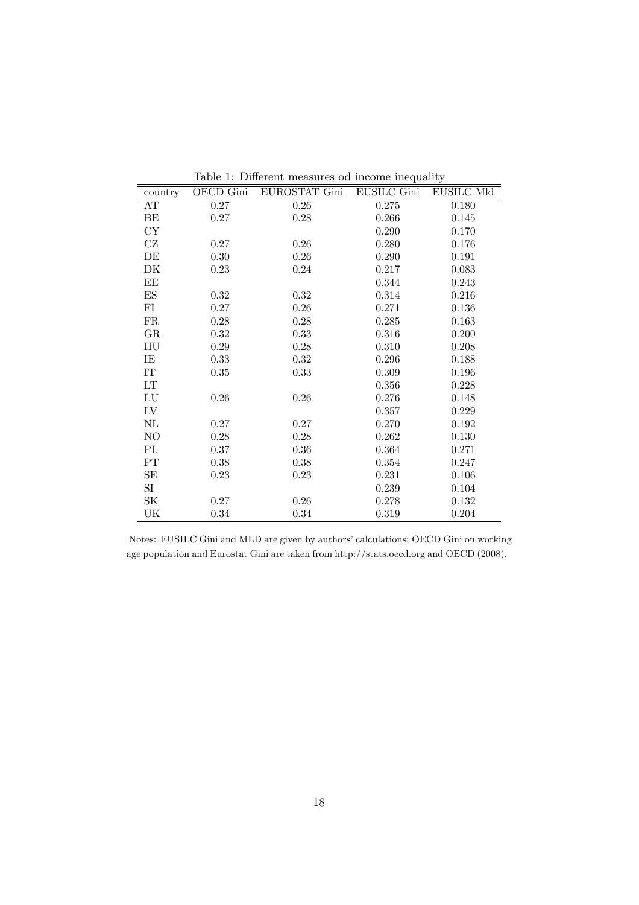Table 1: Different measures od income inequality

| country | OECD Gini | EUROSTAT Gini | EUSILC Gini | EUSILC Mld |
|---|---|---|---|---|
| AT | 0.27 | 0.26 | 0.275 | 0.180 |
| BE | 0.27 | 0.28 | 0.266 | 0.145 |
| CY | | | 0.290 | 0.170 |
| CZ | 0.27 | 0.26 | 0.280 | 0.176 |
| DE | 0.30 | 0.26 | 0.290 | 0.191 |
| DK | 0.23 | 0.24 | 0.217 | 0.083 |
| EE | | | 0.344 | 0.243 |
| ES | 0.32 | 0.32 | 0.314 | 0.216 |
| FI | 0.27 | 0.26 | 0.271 | 0.136 |
| FR | 0.28 | 0.28 | 0.285 | 0.163 |
| GR | 0.32 | 0.33 | 0.316 | 0.200 |
| HU | 0.29 | 0.28 | 0.310 | 0.208 |
| IE | 0.33 | 0.32 | 0.296 | 0.188 |
| IT | 0.35 | 0.33 | 0.309 | 0.196 |
| LT | | | 0.356 | 0.228 |
| LU | 0.26 | 0.26 | 0.276 | 0.148 |
| LV | | | 0.357 | 0.229 |
| NL | 0.27 | 0.27 | 0.270 | 0.192 |
| NO | 0.28 | 0.28 | 0.262 | 0.130 |
| PL | 0.37 | 0.36 | 0.364 | 0.271 |
| PT | 0.38 | 0.38 | 0.354 | 0.247 |
| SE | 0.23 | 0.23 | 0.231 | 0.106 |
| SI | | | 0.239 | 0.104 |
| SK | 0.27 | 0.26 | 0.278 | 0.132 |
| UK | 0.34 | 0.34 | 0.319 | 0.204 |

Notes: EUSILC Gini and MLD are given by authors' calculations; OECD Gini on working age population and Eurostat Gini are taken from http://stats.oecd.org and OECD (2008).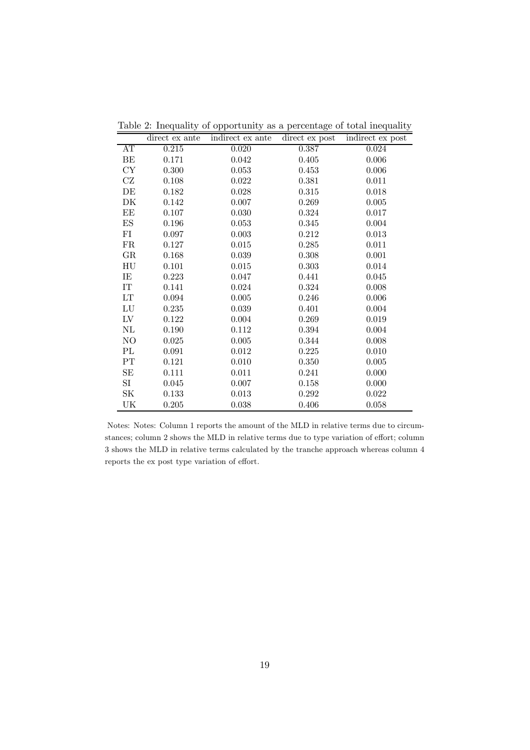Table 2: Inequality of opportunity as a percentage of total inequality

| | direct ex ante | indirect ex ante | direct ex post | indirect ex post |
|---|---|---|---|---|
| AT | 0.215 | 0.020 | 0.387 | 0.024 |
| BE | 0.171 | 0.042 | 0.405 | 0.006 |
| CY | 0.300 | 0.053 | 0.453 | 0.006 |
| CZ | 0.108 | 0.022 | 0.381 | 0.011 |
| DE | 0.182 | 0.028 | 0.315 | 0.018 |
| DK | 0.142 | 0.007 | 0.269 | 0.005 |
| EE | 0.107 | 0.030 | 0.324 | 0.017 |
| ES | 0.196 | 0.053 | 0.345 | 0.004 |
| FI | 0.097 | 0.003 | 0.212 | 0.013 |
| FR | 0.127 | 0.015 | 0.285 | 0.011 |
| GR | 0.168 | 0.039 | 0.308 | 0.001 |
| HU | 0.101 | 0.015 | 0.303 | 0.014 |
| IE | 0.223 | 0.047 | 0.441 | 0.045 |
| IT | 0.141 | 0.024 | 0.324 | 0.008 |
| LT | 0.094 | 0.005 | 0.246 | 0.006 |
| LU | 0.235 | 0.039 | 0.401 | 0.004 |
| LV | 0.122 | 0.004 | 0.269 | 0.019 |
| NL | 0.190 | 0.112 | 0.394 | 0.004 |
| NO | 0.025 | 0.005 | 0.344 | 0.008 |
| PL | 0.091 | 0.012 | 0.225 | 0.010 |
| PT | 0.121 | 0.010 | 0.350 | 0.005 |
| SE | 0.111 | 0.011 | 0.241 | 0.000 |
| SI | 0.045 | 0.007 | 0.158 | 0.000 |
| SK | 0.133 | 0.013 | 0.292 | 0.022 |
| UK | 0.205 | 0.038 | 0.406 | 0.058 |

Notes: Notes: Column 1 reports the amount of the MLD in relative terms due to circumstances; column 2 shows the MLD in relative terms due to type variation of effort; column 3 shows the MLD in relative terms calculated by the tranche approach whereas column 4 reports the ex post type variation of effort.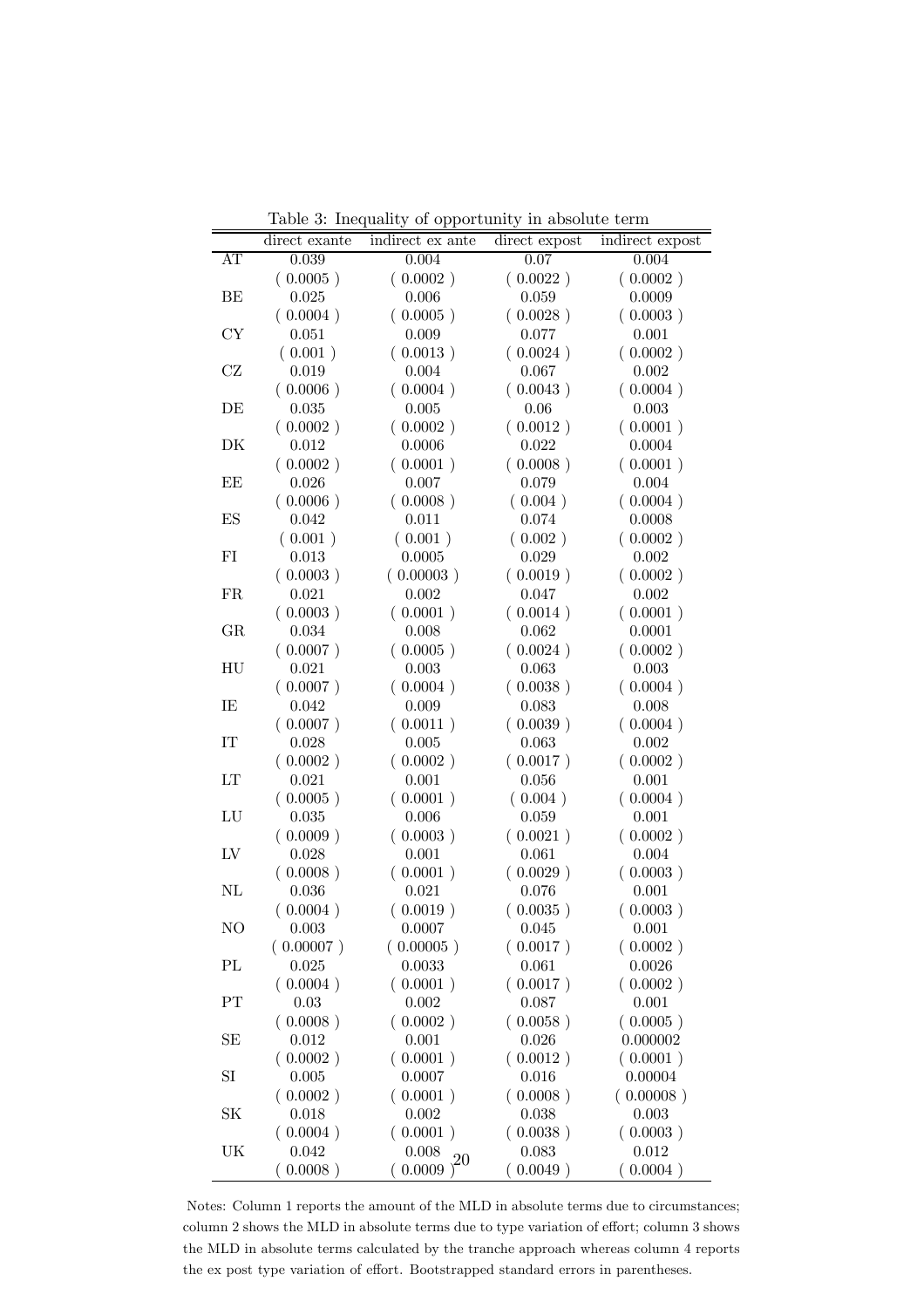Table 3: Inequality of opportunity in absolute term

| | direct exante | indirect ex ante | direct expost | indirect expost |
|---|---|---|---|---|
| AT | 0.039 | 0.004 | 0.07 | 0.004 |
| | ( 0.0005 ) | ( 0.0002 ) | ( 0.0022 ) | ( 0.0002 ) |
| BE | 0.025 | 0.006 | 0.059 | 0.0009 |
| | ( 0.0004 ) | ( 0.0005 ) | ( 0.0028 ) | ( 0.0003 ) |
| CY | 0.051 | 0.009 | 0.077 | 0.001 |
| | ( 0.001 ) | ( 0.0013 ) | ( 0.0024 ) | ( 0.0002 ) |
| CZ | 0.019 | 0.004 | 0.067 | 0.002 |
| | ( 0.0006 ) | ( 0.0004 ) | ( 0.0043 ) | ( 0.0004 ) |
| DE | 0.035 | 0.005 | 0.06 | 0.003 |
| | ( 0.0002 ) | ( 0.0002 ) | ( 0.0012 ) | ( 0.0001 ) |
| DK | 0.012 | 0.0006 | 0.022 | 0.0004 |
| | ( 0.0002 ) | ( 0.0001 ) | ( 0.0008 ) | ( 0.0001 ) |
| EE | 0.026 | 0.007 | 0.079 | 0.004 |
| | ( 0.0006 ) | ( 0.0008 ) | ( 0.004 ) | ( 0.0004 ) |
| ES | 0.042 | 0.011 | 0.074 | 0.0008 |
| | ( 0.001 ) | ( 0.001 ) | ( 0.002 ) | ( 0.0002 ) |
| FI | 0.013 | 0.0005 | 0.029 | 0.002 |
| | ( 0.0003 ) | ( 0.00003 ) | ( 0.0019 ) | ( 0.0002 ) |
| FR | 0.021 | 0.002 | 0.047 | 0.002 |
| | ( 0.0003 ) | ( 0.0001 ) | ( 0.0014 ) | ( 0.0001 ) |
| GR | 0.034 | 0.008 | 0.062 | 0.0001 |
| | ( 0.0007 ) | ( 0.0005 ) | ( 0.0024 ) | ( 0.0002 ) |
| HU | 0.021 | 0.003 | 0.063 | 0.003 |
| | ( 0.0007 ) | ( 0.0004 ) | ( 0.0038 ) | ( 0.0004 ) |
| IE | 0.042 | 0.009 | 0.083 | 0.008 |
| | ( 0.0007 ) | ( 0.0011 ) | ( 0.0039 ) | ( 0.0004 ) |
| IT | 0.028 | 0.005 | 0.063 | 0.002 |
| | ( 0.0002 ) | ( 0.0002 ) | ( 0.0017 ) | ( 0.0002 ) |
| LT | 0.021 | 0.001 | 0.056 | 0.001 |
| | ( 0.0005 ) | ( 0.0001 ) | ( 0.004 ) | ( 0.0004 ) |
| LU | 0.035 | 0.006 | 0.059 | 0.001 |
| | ( 0.0009 ) | ( 0.0003 ) | ( 0.0021 ) | ( 0.0002 ) |
| LV | 0.028 | 0.001 | 0.061 | 0.004 |
| | ( 0.0008 ) | ( 0.0001 ) | ( 0.0029 ) | ( 0.0003 ) |
| NL | 0.036 | 0.021 | 0.076 | 0.001 |
| | ( 0.0004 ) | ( 0.0019 ) | ( 0.0035 ) | ( 0.0003 ) |
| NO | 0.003 | 0.0007 | 0.045 | 0.001 |
| | ( 0.00007 ) | ( 0.00005 ) | ( 0.0017 ) | ( 0.0002 ) |
| PL | 0.025 | 0.0033 | 0.061 | 0.0026 |
| | ( 0.0004 ) | ( 0.0001 ) | ( 0.0017 ) | ( 0.0002 ) |
| PT | 0.03 | 0.002 | 0.087 | 0.001 |
| | ( 0.0008 ) | ( 0.0002 ) | ( 0.0058 ) | ( 0.0005 ) |
| SE | 0.012 | 0.001 | 0.026 | 0.000002 |
| | ( 0.0002 ) | ( 0.0001 ) | ( 0.0012 ) | ( 0.0001 ) |
| SI | 0.005 | 0.0007 | 0.016 | 0.00004 |
| | ( 0.0002 ) | ( 0.0001 ) | ( 0.0008 ) | ( 0.00008 ) |
| SK | 0.018 | 0.002 | 0.038 | 0.003 |
| | ( 0.0004 ) | ( 0.0001 ) | ( 0.0038 ) | ( 0.0003 ) |
| UK | 0.042 | 0.008 | 0.083 | 0.012 |
| | ( 0.0008 ) | ( 0.0009 ) | ( 0.0049 ) | ( 0.0004 ) |

Notes: Column 1 reports the amount of the MLD in absolute terms due to circumstances; column 2 shows the MLD in absolute terms due to type variation of effort; column 3 shows the MLD in absolute terms calculated by the tranche approach whereas column 4 reports the ex post type variation of effort. Bootstrapped standard errors in parentheses.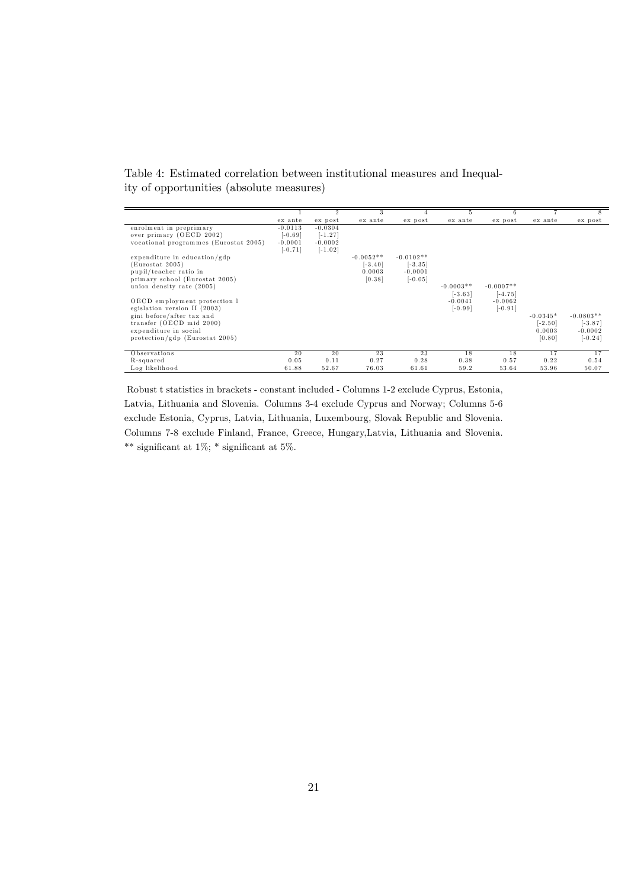Table 4: Estimated correlation between institutional measures and Inequality of opportunities (absolute measures)

| | 1 | 2 | 3 | 4 | 5 | 6 | 7 | 8 |
|---|---|---|---|---|---|---|---|---|
| | ex ante | ex post | ex ante | ex post | ex ante | ex post | ex ante | ex post |
| enrolment in preprimary | -0.0113 | -0.0304 | | | | | | |
| over primary (OECD 2002) | [-0.69] | [-1.27] | | | | | | |
| vocational programmes (Eurostat 2005) | -0.0001 | -0.0002 | | | | | | |
| | [-0.71] | [-1.02] | | | | | | |
| expenditure in education/gdp | | | -0.0052** | -0.0102** | | | | |
| (Eurostat 2005) | | | [-3.40] | [-3.35] | | | | |
| pupil/teacher ratio in | | | 0.0003 | -0.0001 | | | | |
| primary school (Eurostat 2005) | | | [0.38] | [-0.05] | | | | |
| union density rate (2005) | | | | | -0.0003** | -0.0007** | | |
| | | | | | [-3.63] | [-4.75] | | |
| OECD employment protection l | | | | | -0.0041 | -0.0062 | | |
| egislation version II (2003) | | | | | [-0.99] | [-0.91] | | |
| gini before/after tax and | | | | | | | -0.0345* | -0.0803** |
| transfer (OECD mid 2000) | | | | | | | [-2.50] | [-3.87] |
| expenditure in social | | | | | | | 0.0003 | -0.0002 |
| protection/gdp (Eurostat 2005) | | | | | | | [0.80] | [-0.24] |
| Observations | 20 | 20 | 23 | 23 | 18 | 18 | 17 | 17 |
| R-squared | 0.05 | 0.11 | 0.27 | 0.28 | 0.38 | 0.57 | 0.22 | 0.54 |
| Log likelihood | 61.88 | 52.67 | 76.03 | 61.61 | 59.2 | 53.64 | 53.96 | 50.07 |

Robust t statistics in brackets - constant included - Columns 1-2 exclude Cyprus, Estonia, Latvia, Lithuania and Slovenia. Columns 3-4 exclude Cyprus and Norway; Columns 5-6 exclude Estonia, Cyprus, Latvia, Lithuania, Luxembourg, Slovak Republic and Slovenia. Columns 7-8 exclude Finland, France, Greece, Hungary,Latvia, Lithuania and Slovenia. ** significant at 1%; * significant at 5%.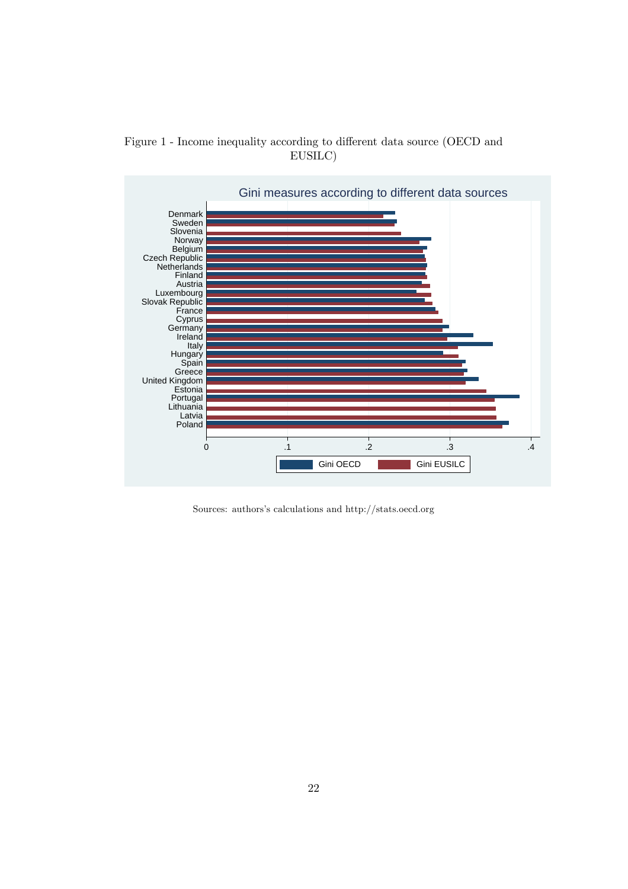Figure 1 - Income inequality according to different data source (OECD and EUSILC)

Sources: authors's calculations and http://stats.oecd.org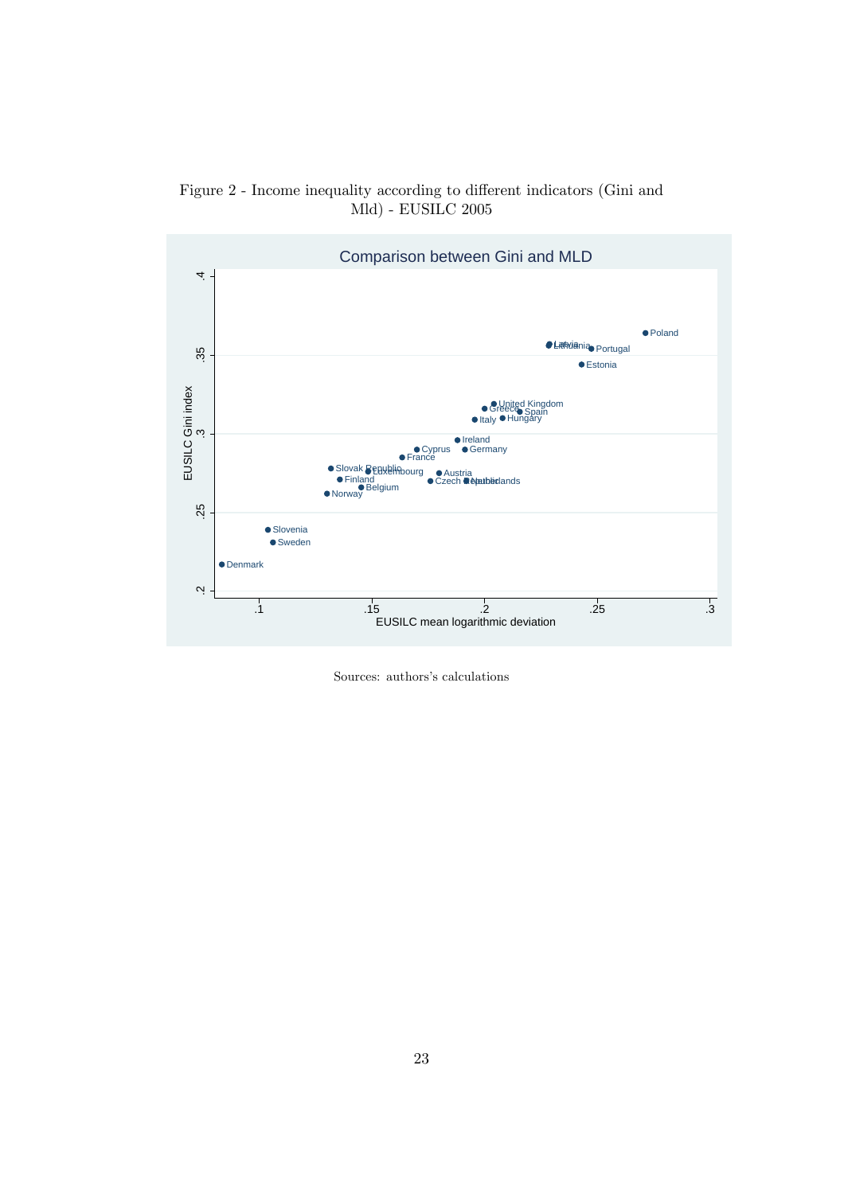Figure 2 - Income inequality according to different indicators (Gini and Mld) - EUSILC 2005

Sources: authors's calculations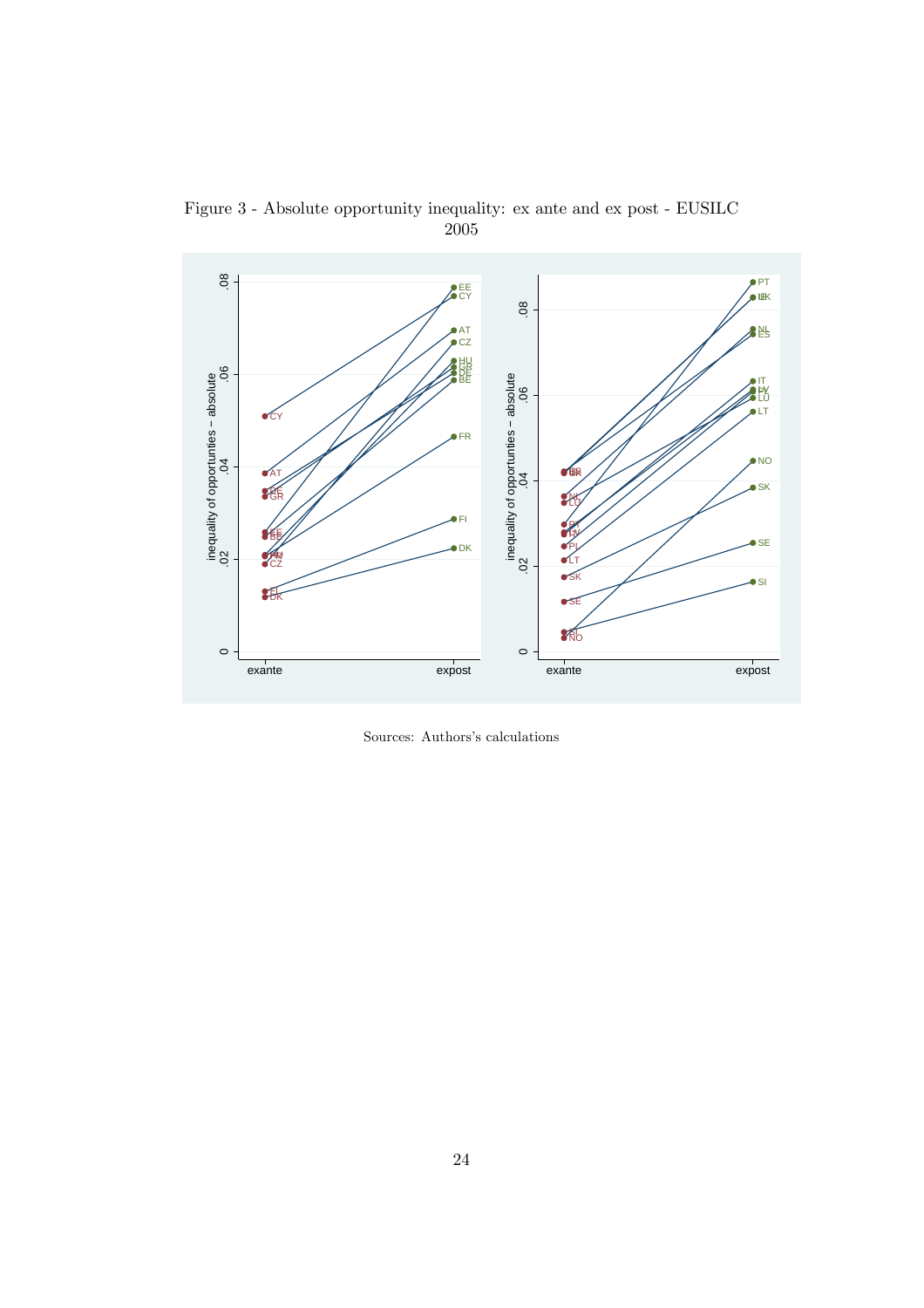Figure 3 - Absolute opportunity inequality: ex ante and ex post - EUSILC 2005

Sources: Authors's calculations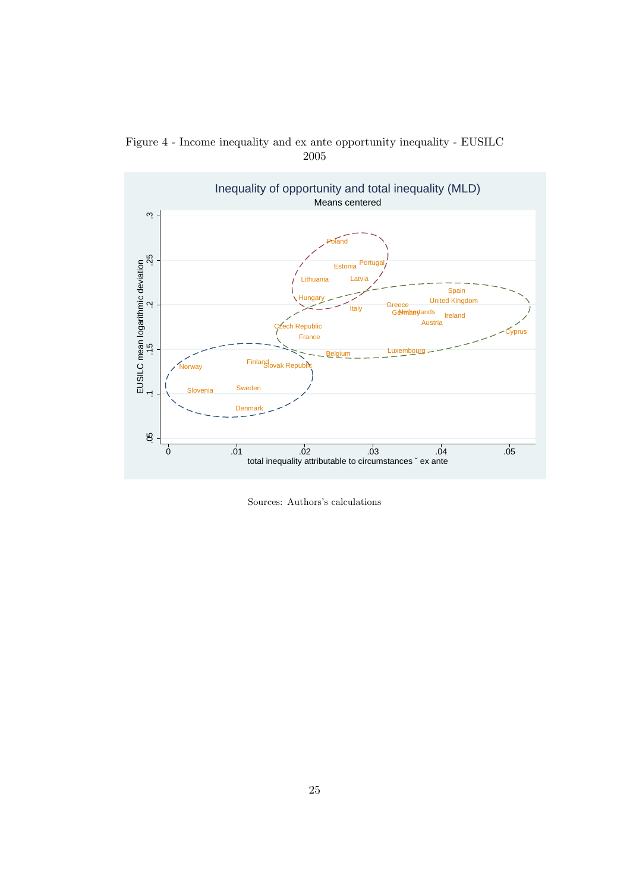Figure 4 - Income inequality and ex ante opportunity inequality - EUSILC 2005

Sources: Authors's calculations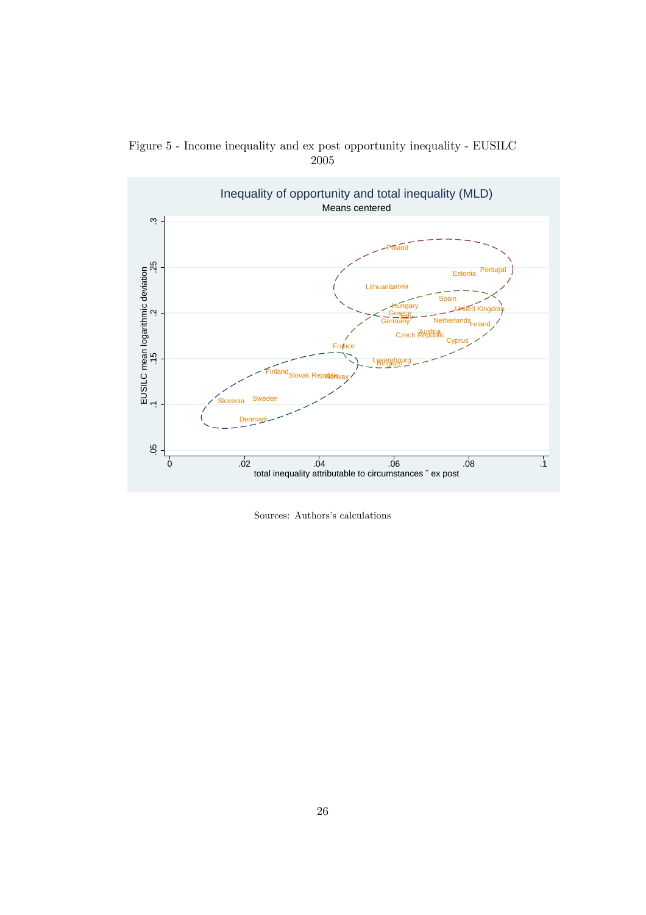Figure 5 - Income inequality and ex post opportunity inequality - EUSILC 2005

Sources: Authors's calculations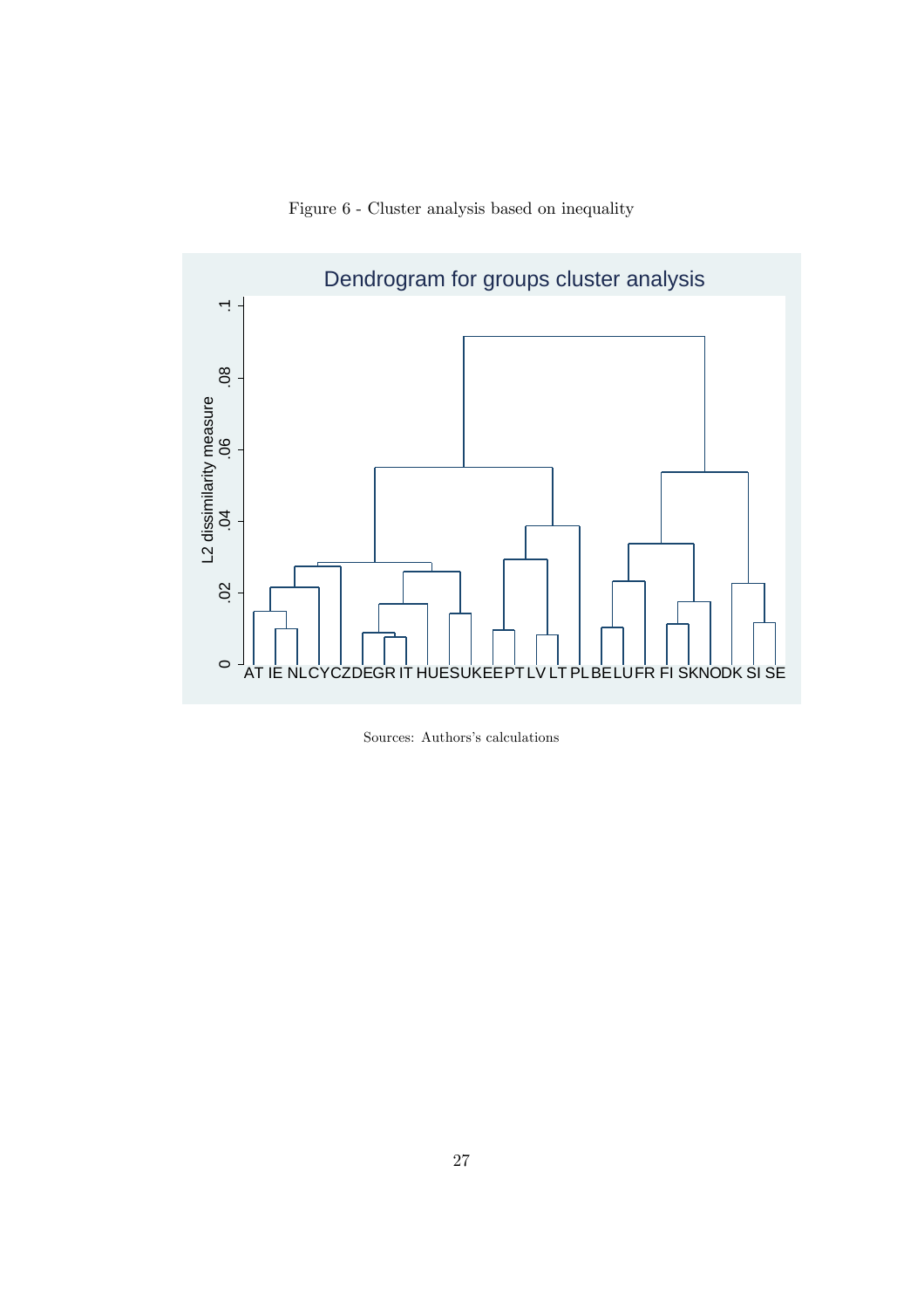Figure 6 - Cluster analysis based on inequality

Sources: Authors's calculations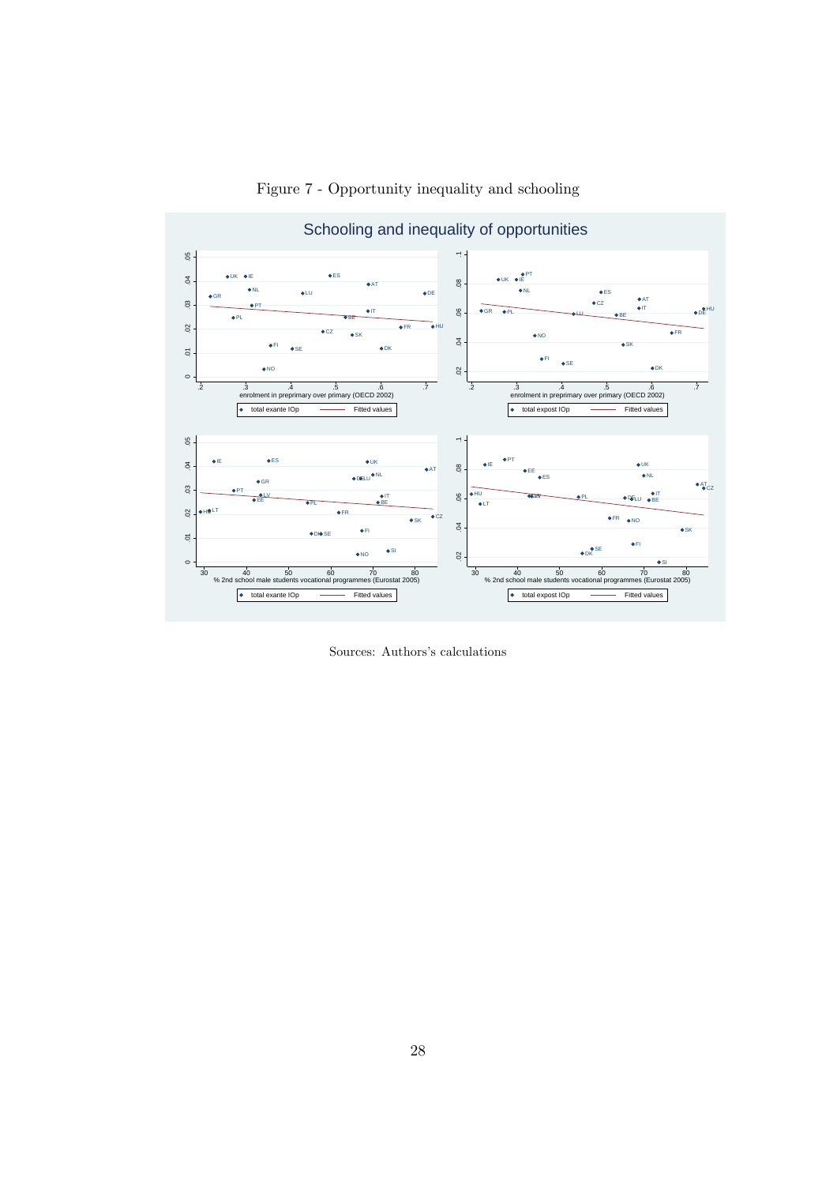Figure 7 - Opportunity inequality and schooling

Sources: Authors's calculations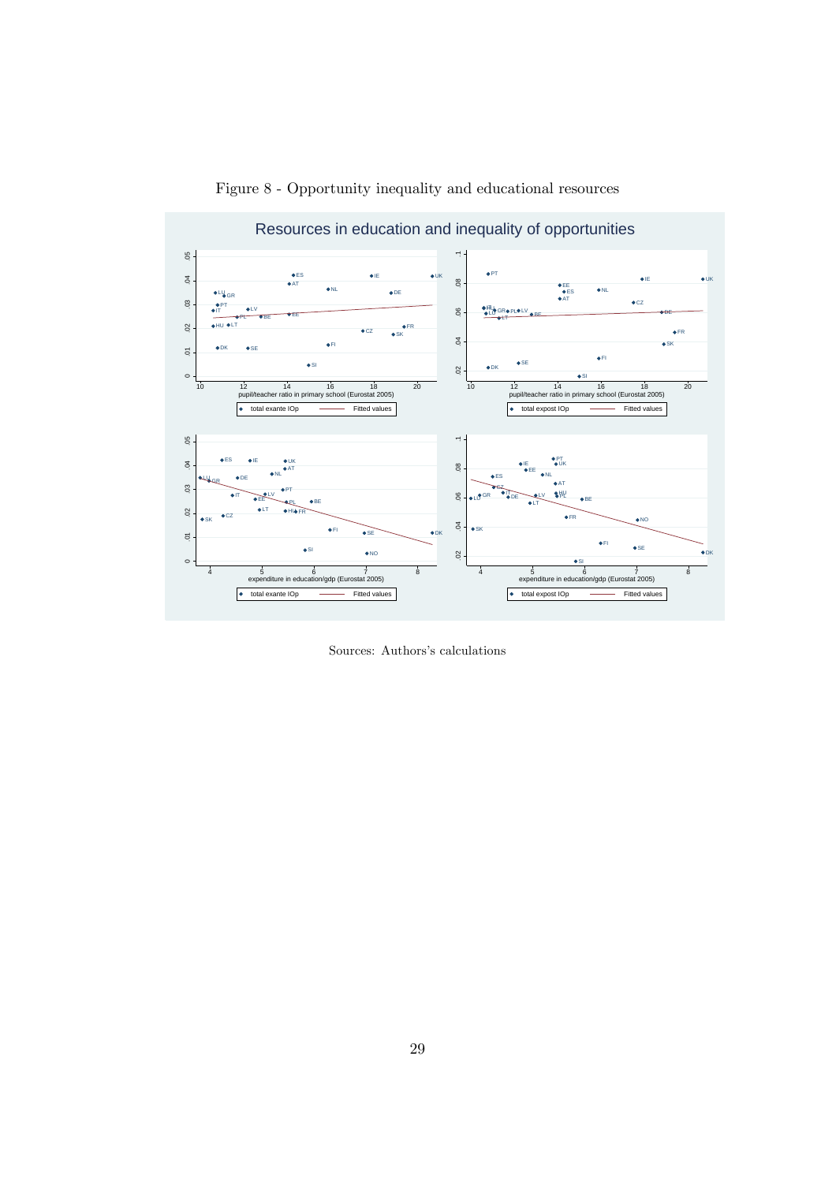Figure 8 - Opportunity inequality and educational resources

Sources: Authors's calculations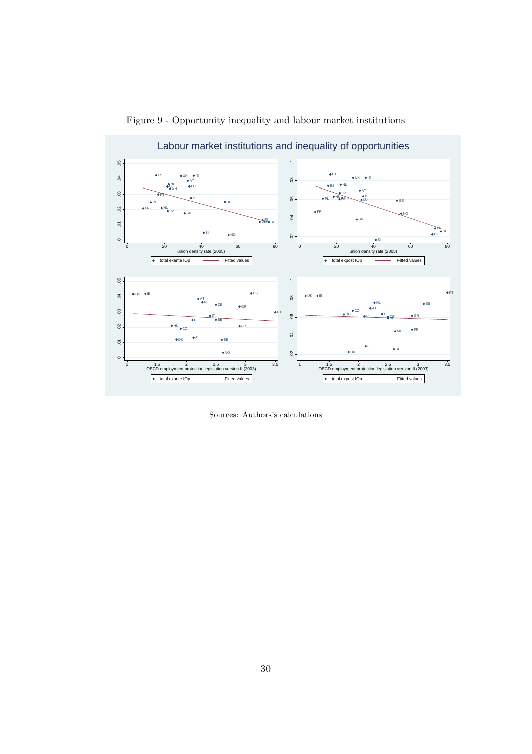Figure 9 - Opportunity inequality and labour market institutions

Sources: Authors's calculations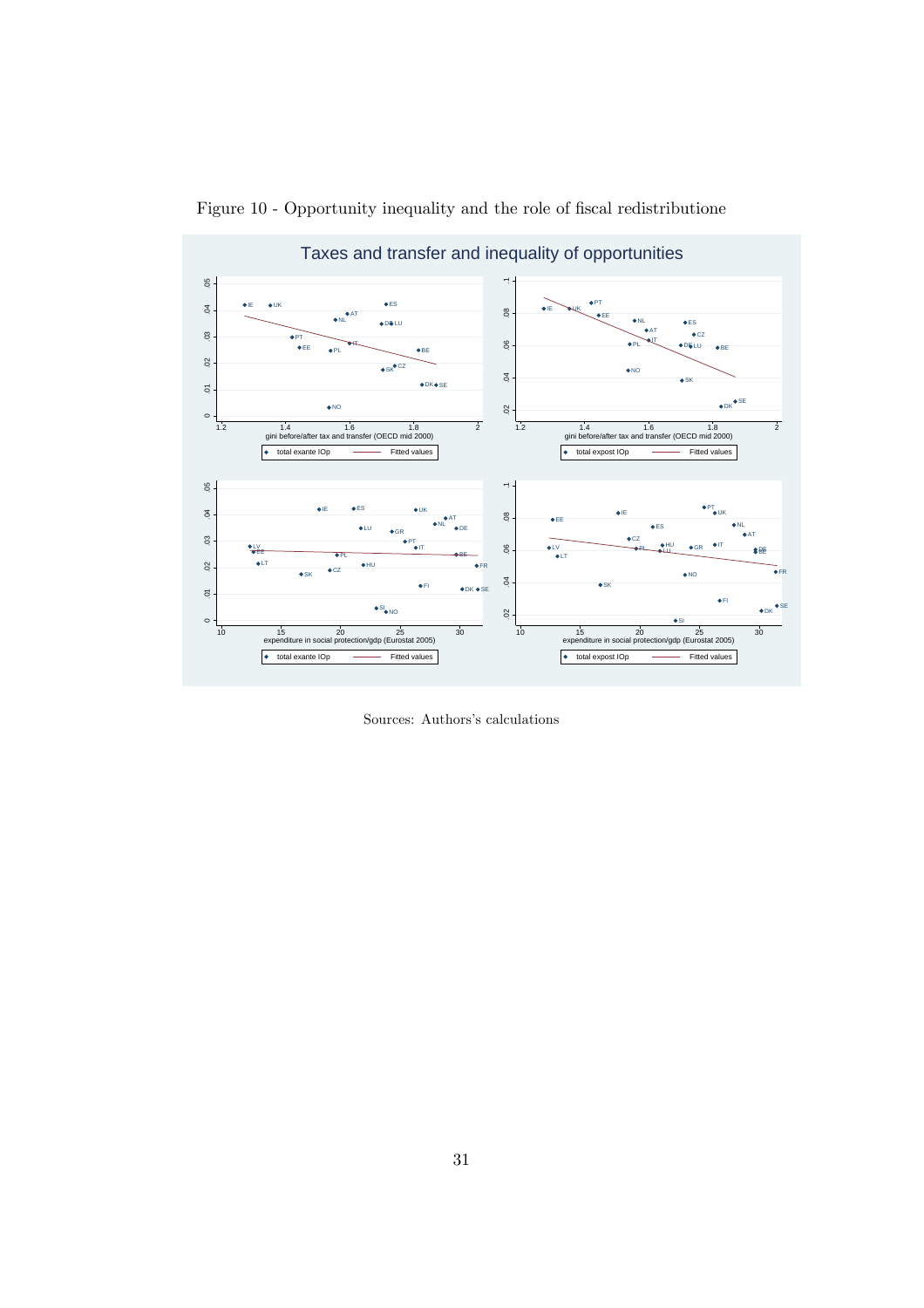Figure 10 - Opportunity inequality and the role of fiscal redistributione

Sources: Authors's calculations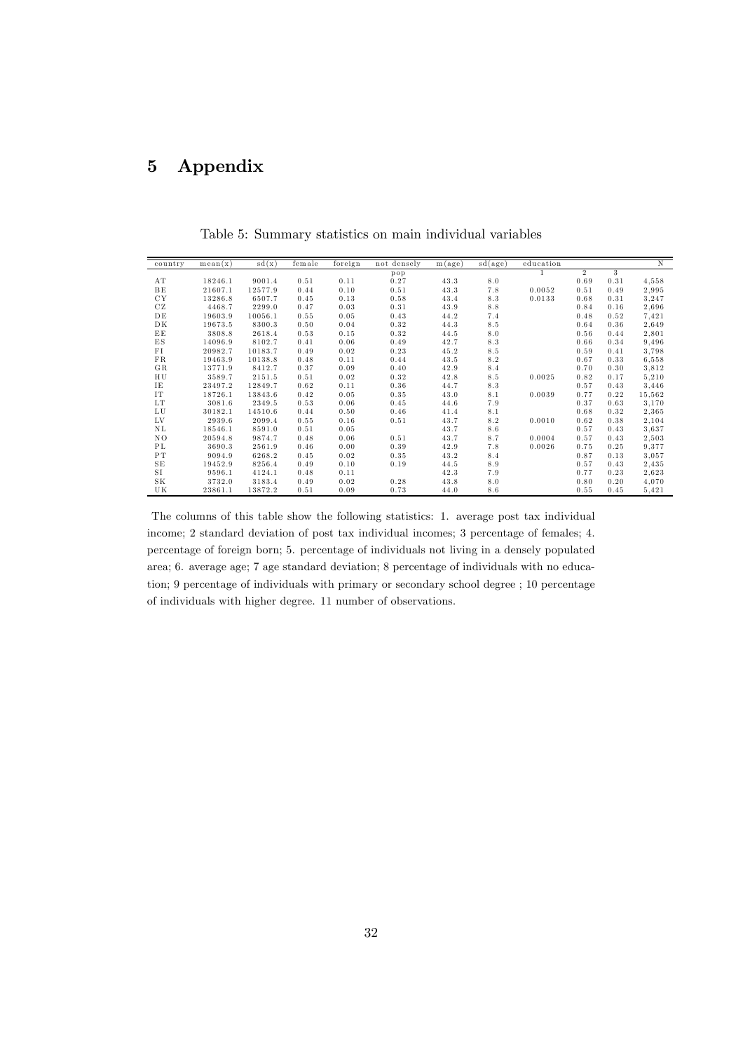# 5 Appendix

Table 5: Summary statistics on main individual variables

| country | mean(x) | sd(x) | female | foreign | not densely pop | m(age) | sd(age) | education 1 | 2 | 3 | N |
|---|---|---|---|---|---|---|---|---|---|---|---|
| AT | 18246.1 | 9001.4 | 0.51 | 0.11 | 0.27 | 43.3 | 8.0 | | 0.69 | 0.31 | 4,558 |
| BE | 21607.1 | 12577.9 | 0.44 | 0.10 | 0.51 | 43.3 | 7.8 | 0.0052 | 0.51 | 0.49 | 2,995 |
| CY | 13286.8 | 6507.7 | 0.45 | 0.13 | 0.58 | 43.4 | 8.3 | 0.0133 | 0.68 | 0.31 | 3,247 |
| CZ | 4468.7 | 2299.0 | 0.47 | 0.03 | 0.31 | 43.9 | 8.8 | | 0.84 | 0.16 | 2,696 |
| DE | 19603.9 | 10056.1 | 0.55 | 0.05 | 0.43 | 44.2 | 7.4 | | 0.48 | 0.52 | 7,421 |
| DK | 19673.5 | 8300.3 | 0.50 | 0.04 | 0.32 | 44.3 | 8.5 | | 0.64 | 0.36 | 2,649 |
| EE | 3808.8 | 2618.4 | 0.53 | 0.15 | 0.32 | 44.5 | 8.0 | | 0.56 | 0.44 | 2,801 |
| ES | 14096.9 | 8102.7 | 0.41 | 0.06 | 0.49 | 42.7 | 8.3 | | 0.66 | 0.34 | 9,496 |
| FI | 20982.7 | 10183.7 | 0.49 | 0.02 | 0.23 | 45.2 | 8.5 | | 0.59 | 0.41 | 3,798 |
| FR | 19463.9 | 10138.8 | 0.48 | 0.11 | 0.44 | 43.5 | 8.2 | | 0.67 | 0.33 | 6,558 |
| GR | 13771.9 | 8412.7 | 0.37 | 0.09 | 0.40 | 42.9 | 8.4 | | 0.70 | 0.30 | 3,812 |
| HU | 3589.7 | 2151.5 | 0.51 | 0.02 | 0.32 | 42.8 | 8.5 | 0.0025 | 0.82 | 0.17 | 5,210 |
| IE | 23497.2 | 12849.7 | 0.62 | 0.11 | 0.36 | 44.7 | 8.3 | | 0.57 | 0.43 | 3,446 |
| IT | 18726.1 | 13843.6 | 0.42 | 0.05 | 0.35 | 43.0 | 8.1 | 0.0039 | 0.77 | 0.22 | 15,562 |
| LT | 3081.6 | 2349.5 | 0.53 | 0.06 | 0.45 | 44.6 | 7.9 | | 0.37 | 0.63 | 3,170 |
| LU | 30182.1 | 14510.6 | 0.44 | 0.50 | 0.46 | 41.4 | 8.1 | | 0.68 | 0.32 | 2,365 |
| LV | 2939.6 | 2099.4 | 0.55 | 0.16 | 0.51 | 43.7 | 8.2 | 0.0010 | 0.62 | 0.38 | 2,104 |
| NL | 18546.1 | 8591.0 | 0.51 | 0.05 | | 43.7 | 8.6 | | 0.57 | 0.43 | 3,637 |
| NO | 20594.8 | 9874.7 | 0.48 | 0.06 | 0.51 | 43.7 | 8.7 | 0.0004 | 0.57 | 0.43 | 2,503 |
| PL | 3690.3 | 2561.9 | 0.46 | 0.00 | 0.39 | 42.9 | 7.8 | 0.0026 | 0.75 | 0.25 | 9,377 |
| PT | 9094.9 | 6268.2 | 0.45 | 0.02 | 0.35 | 43.2 | 8.4 | | 0.87 | 0.13 | 3,057 |
| SE | 19452.9 | 8256.4 | 0.49 | 0.10 | 0.19 | 44.5 | 8.9 | | 0.57 | 0.43 | 2,435 |
| SI | 9596.1 | 4124.1 | 0.48 | 0.11 | | 42.3 | 7.9 | | 0.77 | 0.23 | 2,623 |
| SK | 3732.0 | 3183.4 | 0.49 | 0.02 | 0.28 | 43.8 | 8.0 | | 0.80 | 0.20 | 4,070 |
| UK | 23861.1 | 13872.2 | 0.51 | 0.09 | 0.73 | 44.0 | 8.6 | | 0.55 | 0.45 | 5,421 |

The columns of this table show the following statistics: 1. average post tax individual income; 2 standard deviation of post tax individual incomes; 3 percentage of females; 4. percentage of foreign born; 5. percentage of individuals not living in a densely populated area; 6. average age; 7 age standard deviation; 8 percentage of individuals with no education; 9 percentage of individuals with primary or secondary school degree ; 10 percentage of individuals with higher degree. 11 number of observations.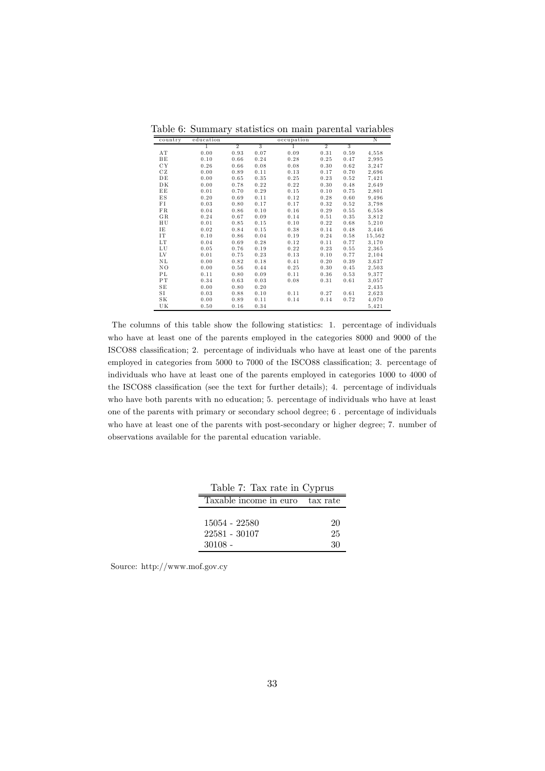Table 6: Summary statistics on main parental variables

| country | education | | | occupation | | | N |
|---|---|---|---|---|---|---|---|
| | 1 | 2 | 3 | 1 | 2 | 3 | |
| AT | 0.00 | 0.93 | 0.07 | 0.09 | 0.31 | 0.59 | 4,558 |
| BE | 0.10 | 0.66 | 0.24 | 0.28 | 0.25 | 0.47 | 2,995 |
| CY | 0.26 | 0.66 | 0.08 | 0.08 | 0.30 | 0.62 | 3,247 |
| CZ | 0.00 | 0.89 | 0.11 | 0.13 | 0.17 | 0.70 | 2,696 |
| DE | 0.00 | 0.65 | 0.35 | 0.25 | 0.23 | 0.52 | 7,421 |
| DK | 0.00 | 0.78 | 0.22 | 0.22 | 0.30 | 0.48 | 2,649 |
| EE | 0.01 | 0.70 | 0.29 | 0.15 | 0.10 | 0.75 | 2,801 |
| ES | 0.20 | 0.69 | 0.11 | 0.12 | 0.28 | 0.60 | 9,496 |
| FI | 0.03 | 0.80 | 0.17 | 0.17 | 0.32 | 0.52 | 3,798 |
| FR | 0.04 | 0.86 | 0.10 | 0.16 | 0.29 | 0.55 | 6,558 |
| GR | 0.24 | 0.67 | 0.09 | 0.14 | 0.51 | 0.35 | 3,812 |
| HU | 0.01 | 0.85 | 0.15 | 0.10 | 0.22 | 0.68 | 5,210 |
| IE | 0.02 | 0.84 | 0.15 | 0.38 | 0.14 | 0.48 | 3,446 |
| IT | 0.10 | 0.86 | 0.04 | 0.19 | 0.24 | 0.58 | 15,562 |
| LT | 0.04 | 0.69 | 0.28 | 0.12 | 0.11 | 0.77 | 3,170 |
| LU | 0.05 | 0.76 | 0.19 | 0.22 | 0.23 | 0.55 | 2,365 |
| LV | 0.01 | 0.75 | 0.23 | 0.13 | 0.10 | 0.77 | 2,104 |
| NL | 0.00 | 0.82 | 0.18 | 0.41 | 0.20 | 0.39 | 3,637 |
| NO | 0.00 | 0.56 | 0.44 | 0.25 | 0.30 | 0.45 | 2,503 |
| PL | 0.11 | 0.80 | 0.09 | 0.11 | 0.36 | 0.53 | 9,377 |
| PT | 0.34 | 0.63 | 0.03 | 0.08 | 0.31 | 0.61 | 3,057 |
| SE | 0.00 | 0.80 | 0.20 | | | | 2,435 |
| SI | 0.03 | 0.88 | 0.10 | 0.11 | 0.27 | 0.61 | 2,623 |
| SK | 0.00 | 0.89 | 0.11 | 0.14 | 0.14 | 0.72 | 4,070 |
| UK | 0.50 | 0.16 | 0.34 | | | | 5,421 |

The columns of this table show the following statistics: 1. percentage of individuals who have at least one of the parents employed in the categories 8000 and 9000 of the ISCO88 classification; 2. percentage of individuals who have at least one of the parents employed in categories from 5000 to 7000 of the ISCO88 classification; 3. percentage of individuals who have at least one of the parents employed in categories 1000 to 4000 of the ISCO88 classification (see the text for further details); 4. percentage of individuals who have both parents with no education; 5. percentage of individuals who have at least one of the parents with primary or secondary school degree; 6 . percentage of individuals who have at least one of the parents with post-secondary or higher degree; 7. number of observations available for the parental education variable.

Table 7: Tax rate in Cyprus

| Taxable income in euro | tax rate |
|---|---|
| 15054 - 22580 | 20 |
| 22581 - 30107 | 25 |
| 30108 - | 30 |

Source: http://www.mof.gov.cy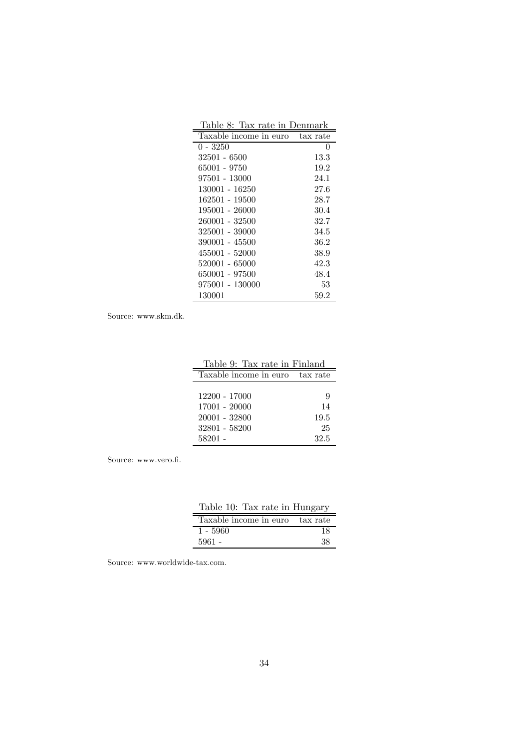Table 8: Tax rate in Denmark

| Taxable income in euro | tax rate |
|---|---|
| 0 - 3250 | 0 |
| 32501 - 6500 | 13.3 |
| 65001 - 9750 | 19.2 |
| 97501 - 13000 | 24.1 |
| 130001 - 16250 | 27.6 |
| 162501 - 19500 | 28.7 |
| 195001 - 26000 | 30.4 |
| 260001 - 32500 | 32.7 |
| 325001 - 39000 | 34.5 |
| 390001 - 45500 | 36.2 |
| 455001 - 52000 | 38.9 |
| 520001 - 65000 | 42.3 |
| 650001 - 97500 | 48.4 |
| 975001 - 130000 | 53 |
| 130001 | 59.2 |

Source: www.skm.dk.

Table 9: Tax rate in Finland

| Taxable income in euro | tax rate |
|---|---|
| 12200 - 17000 | 9 |
| 17001 - 20000 | 14 |
| 20001 - 32800 | 19.5 |
| 32801 - 58200 | 25 |
| 58201 - | 32.5 |

Source: www.vero.fi.

Table 10: Tax rate in Hungary

| Taxable income in euro | tax rate |
|---|---|
| 1 - 5960 | 18 |
| 5961 - | 38 |

Source: www.worldwide-tax.com.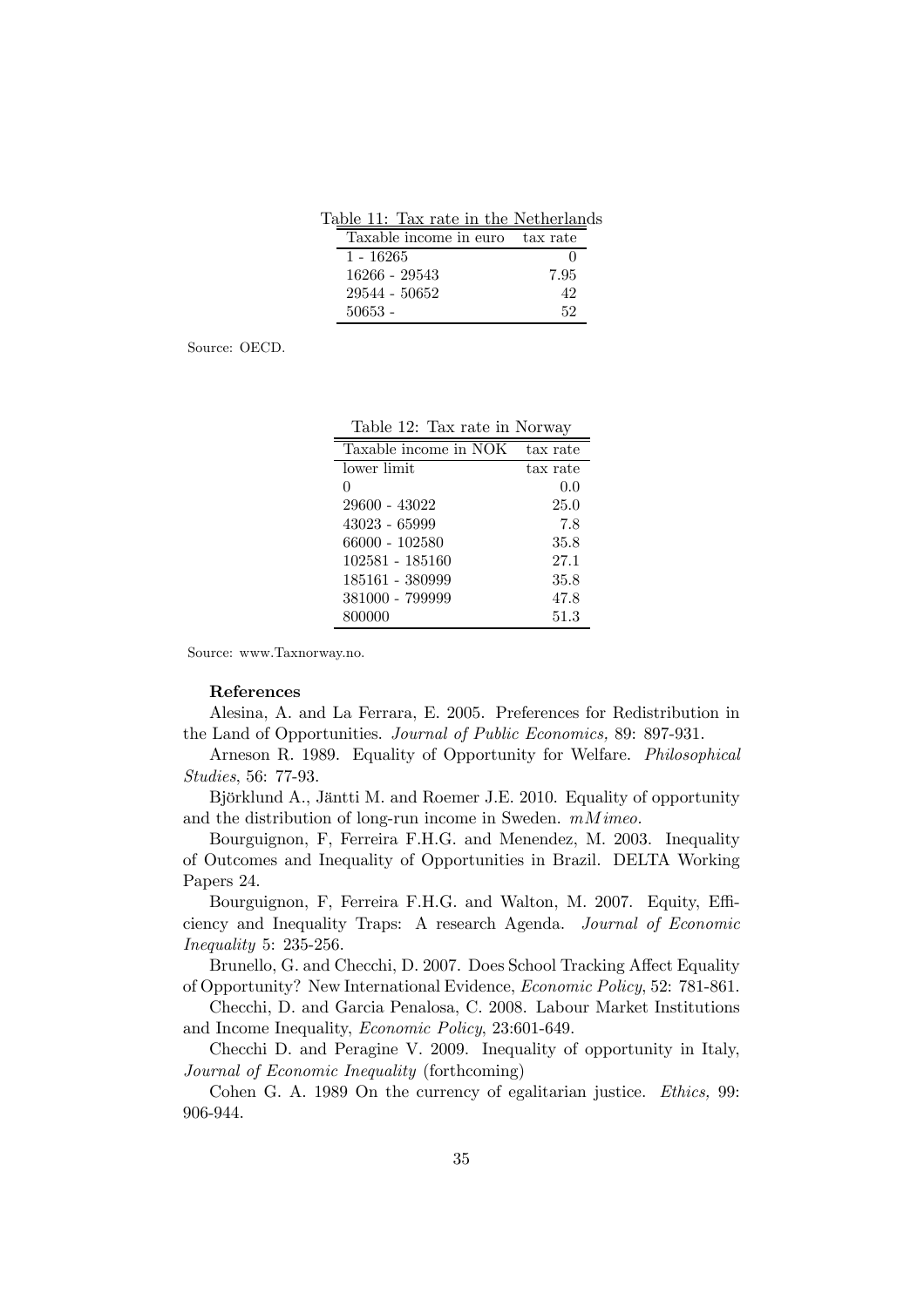Table 11: Tax rate in the Netherlands

| Taxable income in euro | tax rate |
|---|---|
| 1 - 16265 | 0 |
| 16266 - 29543 | 7.95 |
| 29544 - 50652 | 42 |
| 50653 - | 52 |

Source: OECD.

Table 12: Tax rate in Norway

| Taxable income in NOK | tax rate |
|---|---|
| lower limit | tax rate |
| 0 | 0.0 |
| 29600 - 43022 | 25.0 |
| 43023 - 65999 | 7.8 |
| 66000 - 102580 | 35.8 |
| 102581 - 185160 | 27.1 |
| 185161 - 380999 | 35.8 |
| 381000 - 799999 | 47.8 |
| 800000 | 51.3 |

Source: www.Taxnorway.no.

## References

Alesina, A. and La Ferrara, E. 2005. Preferences for Redistribution in the Land of Opportunities. *Journal of Public Economics,* 89: 897-931.

Arneson R. 1989. Equality of Opportunity for Welfare. *Philosophical Studies*, 56: 77-93.

Björklund A., Jäntti M. and Roemer J.E. 2010. Equality of opportunity and the distribution of long-run income in Sweden. *mMimeo.*

Bourguignon, F, Ferreira F.H.G. and Menendez, M. 2003. Inequality of Outcomes and Inequality of Opportunities in Brazil. DELTA Working Papers 24.

Bourguignon, F, Ferreira F.H.G. and Walton, M. 2007. Equity, Efficiency and Inequality Traps: A research Agenda. *Journal of Economic Inequality* 5: 235-256.

Brunello, G. and Checchi, D. 2007. Does School Tracking Affect Equality of Opportunity? New International Evidence, *Economic Policy*, 52: 781-861.

Checchi, D. and Garcia Penalosa, C. 2008. Labour Market Institutions and Income Inequality, *Economic Policy*, 23:601-649.

Checchi D. and Peragine V. 2009. Inequality of opportunity in Italy, *Journal of Economic Inequality* (forthcoming)

Cohen G. A. 1989 On the currency of egalitarian justice. *Ethics,* 99: 906-944.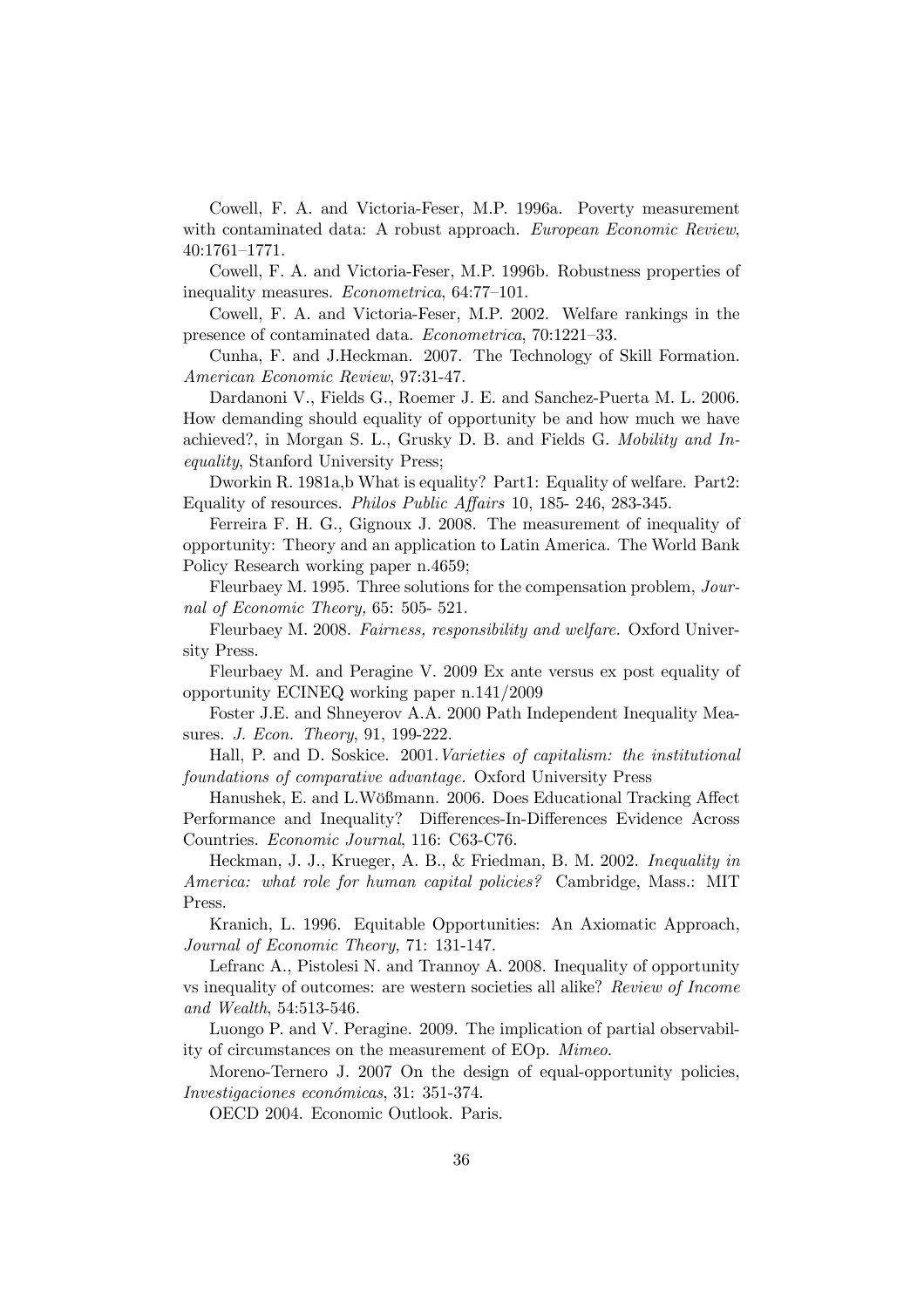Cowell, F. A. and Victoria-Feser, M.P. 1996a. Poverty measurement with contaminated data: A robust approach. *European Economic Review*, 40:1761–1771.

Cowell, F. A. and Victoria-Feser, M.P. 1996b. Robustness properties of inequality measures. *Econometrica*, 64:77–101.

Cowell, F. A. and Victoria-Feser, M.P. 2002. Welfare rankings in the presence of contaminated data. *Econometrica*, 70:1221–33.

Cunha, F. and J.Heckman. 2007. The Technology of Skill Formation. *American Economic Review*, 97:31-47.

Dardanoni V., Fields G., Roemer J. E. and Sanchez-Puerta M. L. 2006. How demanding should equality of opportunity be and how much we have achieved?, in Morgan S. L., Grusky D. B. and Fields G. *Mobility and Inequality*, Stanford University Press;

Dworkin R. 1981a,b What is equality? Part1: Equality of welfare. Part2: Equality of resources. *Philos Public Affairs* 10, 185- 246, 283-345.

Ferreira F. H. G., Gignoux J. 2008. The measurement of inequality of opportunity: Theory and an application to Latin America. The World Bank Policy Research working paper n.4659;

Fleurbaey M. 1995. Three solutions for the compensation problem, *Journal of Economic Theory,* 65: 505- 521.

Fleurbaey M. 2008. *Fairness, responsibility and welfare.* Oxford University Press.

Fleurbaey M. and Peragine V. 2009 Ex ante versus ex post equality of opportunity ECINEQ working paper n.141/2009

Foster J.E. and Shneyerov A.A. 2000 Path Independent Inequality Measures. *J. Econ. Theory*, 91, 199-222.

Hall, P. and D. Soskice. 2001.*Varieties of capitalism: the institutional foundations of comparative advantage.* Oxford University Press

Hanushek, E. and L.Wößmann. 2006. Does Educational Tracking Affect Performance and Inequality? Differences-In-Differences Evidence Across Countries. *Economic Journal*, 116: C63-C76.

Heckman, J. J., Krueger, A. B., & Friedman, B. M. 2002. *Inequality in America: what role for human capital policies?* Cambridge, Mass.: MIT Press.

Kranich, L. 1996. Equitable Opportunities: An Axiomatic Approach, *Journal of Economic Theory,* 71: 131-147.

Lefranc A., Pistolesi N. and Trannoy A. 2008. Inequality of opportunity vs inequality of outcomes: are western societies all alike? *Review of Income and Wealth*, 54:513-546.

Luongo P. and V. Peragine. 2009. The implication of partial observability of circumstances on the measurement of EOp. *Mimeo*.

Moreno-Ternero J. 2007 On the design of equal-opportunity policies, *Investigaciones económicas*, 31: 351-374.

OECD 2004. Economic Outlook. Paris.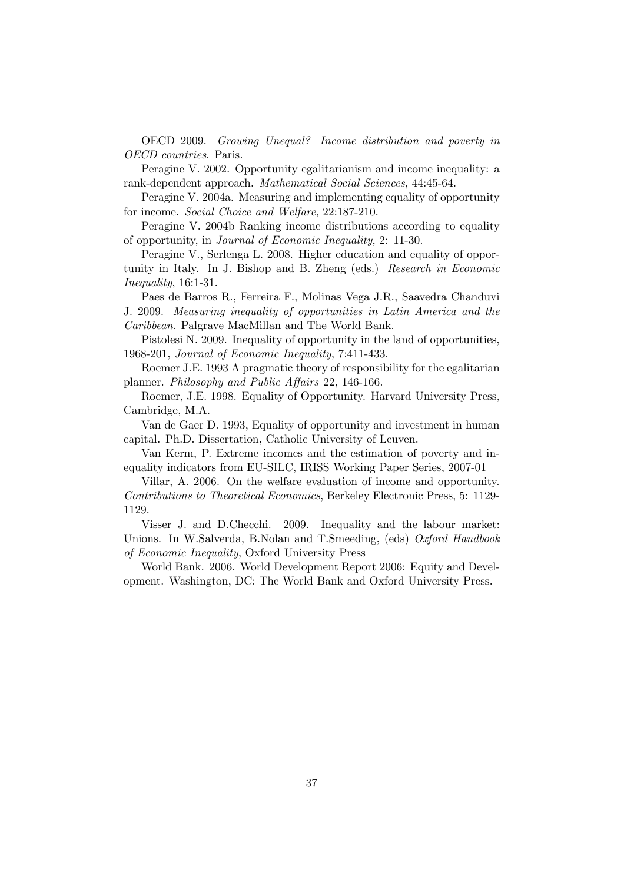OECD 2009. *Growing Unequal? Income distribution and poverty in OECD countries*. Paris.

Peragine V. 2002. Opportunity egalitarianism and income inequality: a rank-dependent approach. *Mathematical Social Sciences*, 44:45-64.

Peragine V. 2004a. Measuring and implementing equality of opportunity for income. *Social Choice and Welfare*, 22:187-210.

Peragine V. 2004b Ranking income distributions according to equality of opportunity, in *Journal of Economic Inequality*, 2: 11-30.

Peragine V., Serlenga L. 2008. Higher education and equality of opportunity in Italy. In J. Bishop and B. Zheng (eds.) *Research in Economic Inequality*, 16:1-31.

Paes de Barros R., Ferreira F., Molinas Vega J.R., Saavedra Chanduvi J. 2009. *Measuring inequality of opportunities in Latin America and the Caribbean*. Palgrave MacMillan and The World Bank.

Pistolesi N. 2009. Inequality of opportunity in the land of opportunities, 1968-201, *Journal of Economic Inequality*, 7:411-433.

Roemer J.E. 1993 A pragmatic theory of responsibility for the egalitarian planner. *Philosophy and Public Affairs* 22, 146-166.

Roemer, J.E. 1998. Equality of Opportunity. Harvard University Press, Cambridge, M.A.

Van de Gaer D. 1993, Equality of opportunity and investment in human capital. Ph.D. Dissertation, Catholic University of Leuven.

Van Kerm, P. Extreme incomes and the estimation of poverty and inequality indicators from EU-SILC, IRISS Working Paper Series, 2007-01

Villar, A. 2006. On the welfare evaluation of income and opportunity. *Contributions to Theoretical Economics*, Berkeley Electronic Press, 5: 1129-1129.

Visser J. and D.Checchi. 2009. Inequality and the labour market: Unions. In W.Salverda, B.Nolan and T.Smeeding, (eds) *Oxford Handbook of Economic Inequality*, Oxford University Press

World Bank. 2006. World Development Report 2006: Equity and Development. Washington, DC: The World Bank and Oxford University Press.